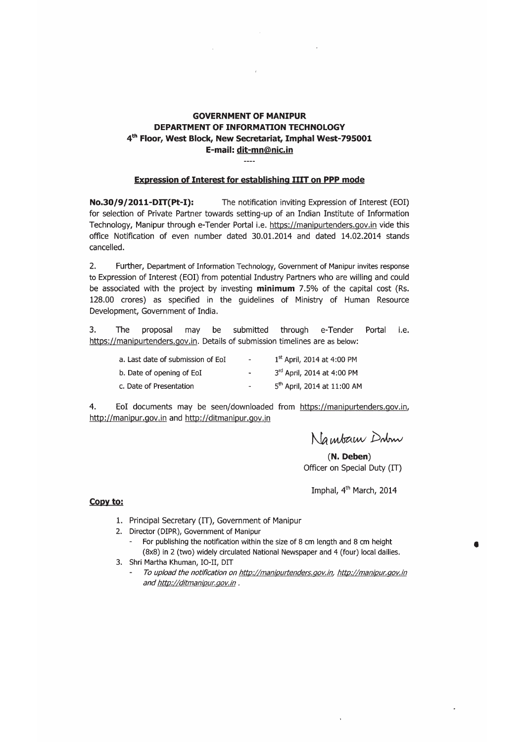**GOVERNMENT OF MANIPUR**
**DEPARTMENT OF INFORMATION TECHNOLOGY**
**4th Floor, West Block, New Secretariat, Imphal West-795001**
**E-mail: dit-mn@nic.in**

----

**Expression of Interest for establishing IIIT on PPP mode**

**No.30/9/2011-DIT(Pt-I):** The notification inviting Expression of Interest (EOI) for selection of Private Partner towards setting-up of an Indian Institute of Information Technology, Manipur through e-Tender Portal i.e. https://manipurtenders.gov.in vide this office Notification of even number dated 30.01.2014 and dated 14.02.2014 stands cancelled.

2. Further, Department of Information Technology, Government of Manipur invites response to Expression of Interest (EOI) from potential Industry Partners who are willing and could be associated with the project by investing **minimum** 7.5% of the capital cost (Rs. 128.00 crores) as specified in the guidelines of Ministry of Human Resource Development, Government of India.

3. The proposal may be submitted through e-Tender Portal i.e. https://manipurtenders.gov.in. Details of submission timelines are as below:

| | | |
|---|---|---|
| a. Last date of submission of EoI | - | 1st April, 2014 at 4:00 PM |
| b. Date of opening of EoI | - | 3rd April, 2014 at 4:00 PM |
| c. Date of Presentation | - | 5th April, 2014 at 11:00 AM |

4. EoI documents may be seen/downloaded from https://manipurtenders.gov.in, http://manipur.gov.in and http://ditmanipur.gov.in

Nambam Deben

**(N. Deben)**
Officer on Special Duty (IT)

Imphal, 4th March, 2014

**Copy to:**

1. Principal Secretary (IT), Government of Manipur
2. Director (DIPR), Government of Manipur
   - For publishing the notification within the size of 8 cm length and 8 cm height (8x8) in 2 (two) widely circulated National Newspaper and 4 (four) local dailies.
3. Shri Martha Khuman, IO-II, DIT
   - *To upload the notification on http://manipurtenders.gov.in, http://manipur.gov.in and http://ditmanipur.gov.in .*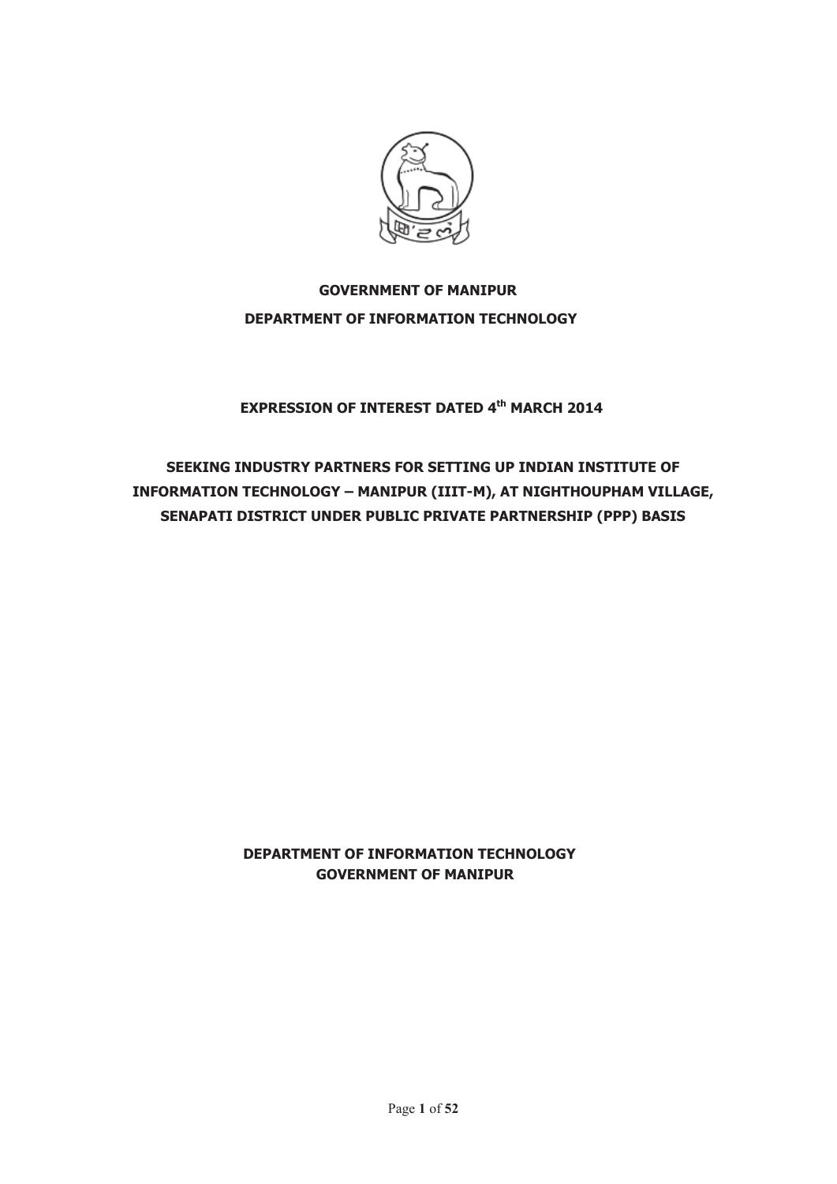**GOVERNMENT OF MANIPUR**

**DEPARTMENT OF INFORMATION TECHNOLOGY**

**EXPRESSION OF INTEREST DATED 4th MARCH 2014**

**SEEKING INDUSTRY PARTNERS FOR SETTING UP INDIAN INSTITUTE OF INFORMATION TECHNOLOGY – MANIPUR (IIIT-M), AT NIGHTHOUPHAM VILLAGE, SENAPATI DISTRICT UNDER PUBLIC PRIVATE PARTNERSHIP (PPP) BASIS**

**DEPARTMENT OF INFORMATION TECHNOLOGY**
**GOVERNMENT OF MANIPUR**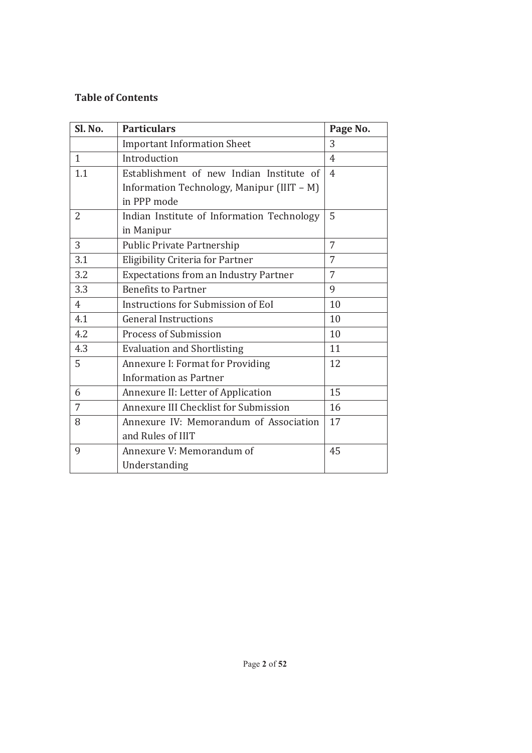**Table of Contents**

| Sl. No. | Particulars | Page No. |
|---|---|---|
| | Important Information Sheet | 3 |
| 1 | Introduction | 4 |
| 1.1 | Establishment of new Indian Institute of Information Technology, Manipur (IIIT – M) in PPP mode | 4 |
| 2 | Indian Institute of Information Technology in Manipur | 5 |
| 3 | Public Private Partnership | 7 |
| 3.1 | Eligibility Criteria for Partner | 7 |
| 3.2 | Expectations from an Industry Partner | 7 |
| 3.3 | Benefits to Partner | 9 |
| 4 | Instructions for Submission of EoI | 10 |
| 4.1 | General Instructions | 10 |
| 4.2 | Process of Submission | 10 |
| 4.3 | Evaluation and Shortlisting | 11 |
| 5 | Annexure I: Format for Providing Information as Partner | 12 |
| 6 | Annexure II: Letter of Application | 15 |
| 7 | Annexure III Checklist for Submission | 16 |
| 8 | Annexure IV: Memorandum of Association and Rules of IIIT | 17 |
| 9 | Annexure V: Memorandum of Understanding | 45 |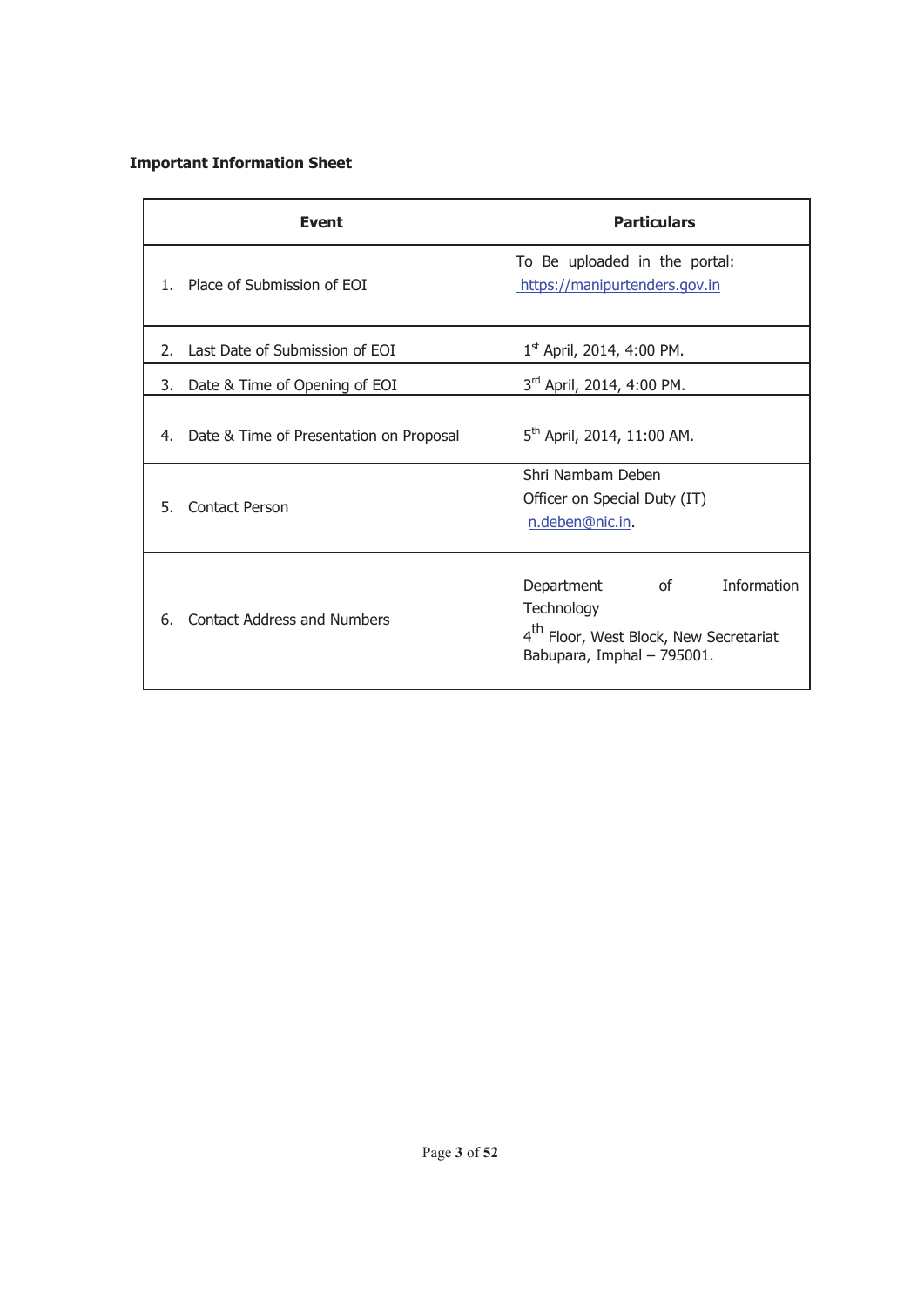**Important Information Sheet**

| Event | Particulars |
| --- | --- |
| 1. Place of Submission of EOI | To Be uploaded in the portal: https://manipurtenders.gov.in |
| 2. Last Date of Submission of EOI | 1st April, 2014, 4:00 PM. |
| 3. Date & Time of Opening of EOI | 3rd April, 2014, 4:00 PM. |
| 4. Date & Time of Presentation on Proposal | 5th April, 2014, 11:00 AM. |
| 5. Contact Person | Shri Nambam Deben<br>Officer on Special Duty (IT)<br>n.deben@nic.in. |
| 6. Contact Address and Numbers | Department of Information Technology<br>4th Floor, West Block, New Secretariat Babupara, Imphal – 795001. |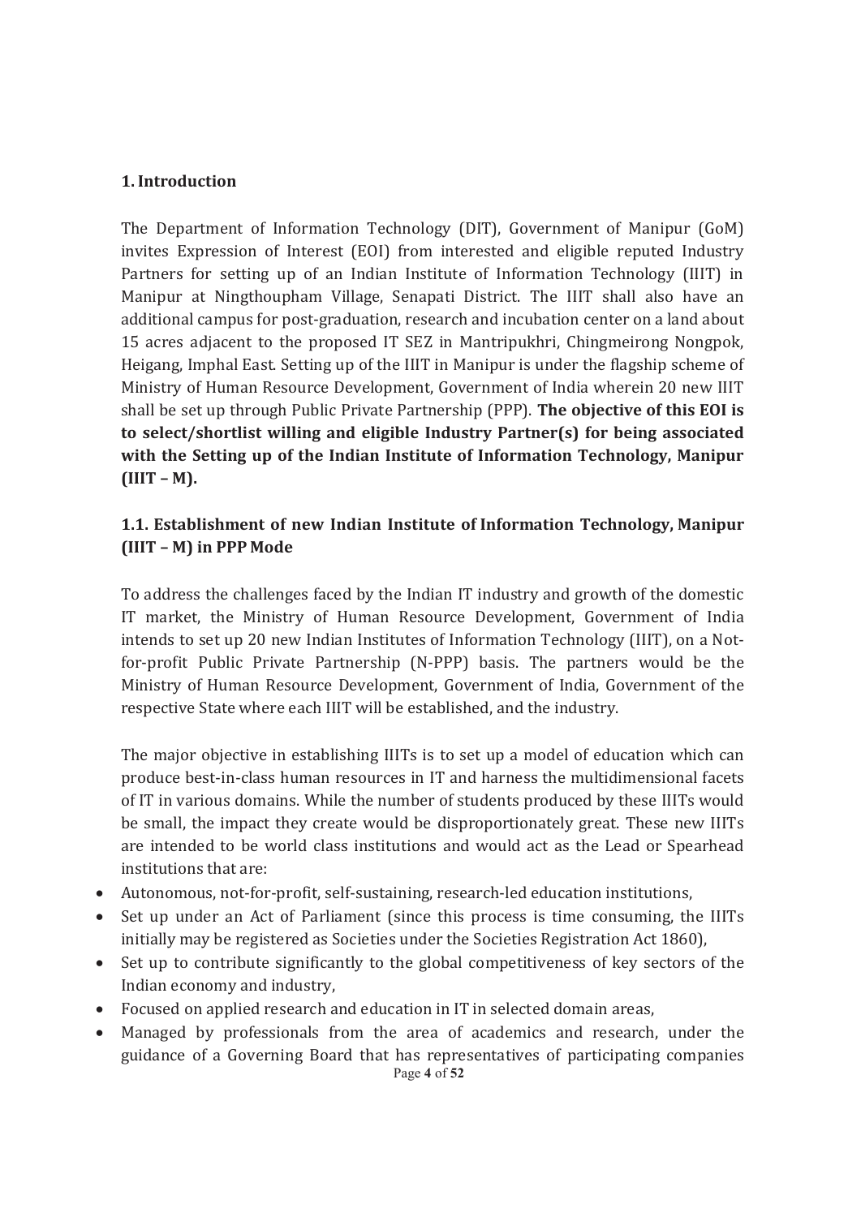## 1. Introduction

The Department of Information Technology (DIT), Government of Manipur (GoM) invites Expression of Interest (EOI) from interested and eligible reputed Industry Partners for setting up of an Indian Institute of Information Technology (IIIT) in Manipur at Ningthoupham Village, Senapati District. The IIIT shall also have an additional campus for post-graduation, research and incubation center on a land about 15 acres adjacent to the proposed IT SEZ in Mantripukhri, Chingmeirong Nongpok, Heigang, Imphal East. Setting up of the IIIT in Manipur is under the flagship scheme of Ministry of Human Resource Development, Government of India wherein 20 new IIIT shall be set up through Public Private Partnership (PPP). **The objective of this EOI is to select/shortlist willing and eligible Industry Partner(s) for being associated with the Setting up of the Indian Institute of Information Technology, Manipur (IIIT – M).**

### 1.1. Establishment of new Indian Institute of Information Technology, Manipur (IIIT – M) in PPP Mode

To address the challenges faced by the Indian IT industry and growth of the domestic IT market, the Ministry of Human Resource Development, Government of India intends to set up 20 new Indian Institutes of Information Technology (IIIT), on a Not-for-profit Public Private Partnership (N-PPP) basis. The partners would be the Ministry of Human Resource Development, Government of India, Government of the respective State where each IIIT will be established, and the industry.

The major objective in establishing IIITs is to set up a model of education which can produce best-in-class human resources in IT and harness the multidimensional facets of IT in various domains. While the number of students produced by these IIITs would be small, the impact they create would be disproportionately great. These new IIITs are intended to be world class institutions and would act as the Lead or Spearhead institutions that are:

- Autonomous, not-for-profit, self-sustaining, research-led education institutions,
- Set up under an Act of Parliament (since this process is time consuming, the IIITs initially may be registered as Societies under the Societies Registration Act 1860),
- Set up to contribute significantly to the global competitiveness of key sectors of the Indian economy and industry,
- Focused on applied research and education in IT in selected domain areas,
- Managed by professionals from the area of academics and research, under the guidance of a Governing Board that has representatives of participating companies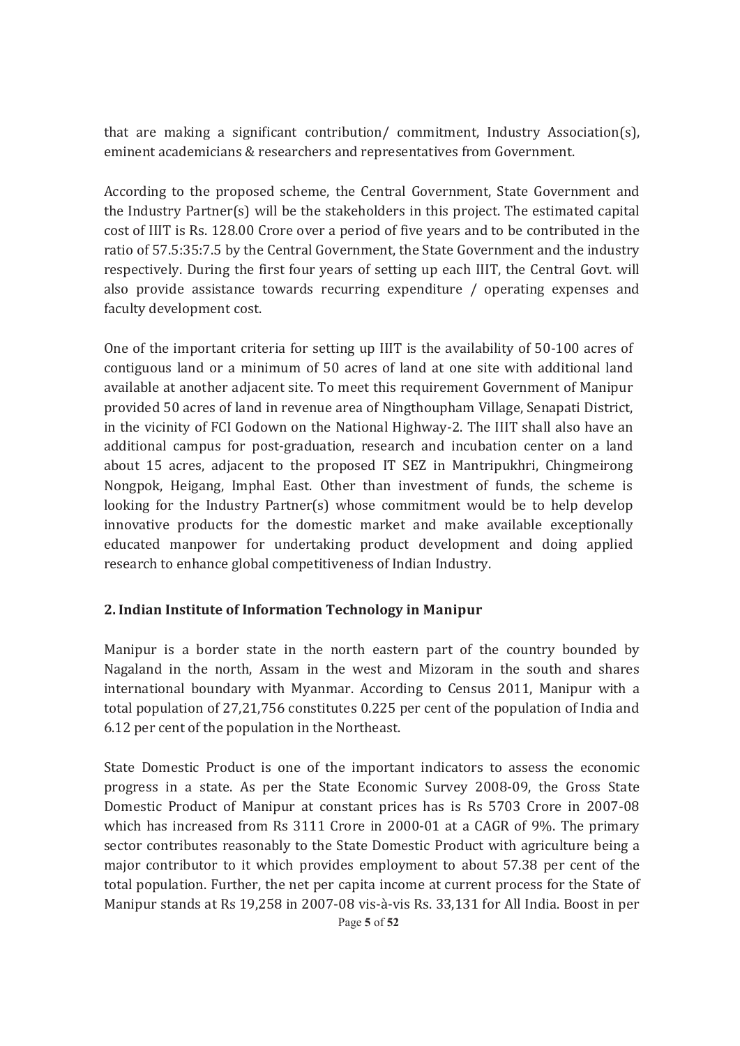that are making a significant contribution/ commitment, Industry Association(s), eminent academicians & researchers and representatives from Government.

According to the proposed scheme, the Central Government, State Government and the Industry Partner(s) will be the stakeholders in this project. The estimated capital cost of IIIT is Rs. 128.00 Crore over a period of five years and to be contributed in the ratio of 57.5:35:7.5 by the Central Government, the State Government and the industry respectively. During the first four years of setting up each IIIT, the Central Govt. will also provide assistance towards recurring expenditure / operating expenses and faculty development cost.

One of the important criteria for setting up IIIT is the availability of 50-100 acres of contiguous land or a minimum of 50 acres of land at one site with additional land available at another adjacent site. To meet this requirement Government of Manipur provided 50 acres of land in revenue area of Ningthoupham Village, Senapati District, in the vicinity of FCI Godown on the National Highway-2. The IIIT shall also have an additional campus for post-graduation, research and incubation center on a land about 15 acres, adjacent to the proposed IT SEZ in Mantripukhri, Chingmeirong Nongpok, Heigang, Imphal East. Other than investment of funds, the scheme is looking for the Industry Partner(s) whose commitment would be to help develop innovative products for the domestic market and make available exceptionally educated manpower for undertaking product development and doing applied research to enhance global competitiveness of Indian Industry.

## 2. Indian Institute of Information Technology in Manipur

Manipur is a border state in the north eastern part of the country bounded by Nagaland in the north, Assam in the west and Mizoram in the south and shares international boundary with Myanmar. According to Census 2011, Manipur with a total population of 27,21,756 constitutes 0.225 per cent of the population of India and 6.12 per cent of the population in the Northeast.

State Domestic Product is one of the important indicators to assess the economic progress in a state. As per the State Economic Survey 2008-09, the Gross State Domestic Product of Manipur at constant prices has is Rs 5703 Crore in 2007-08 which has increased from Rs 3111 Crore in 2000-01 at a CAGR of 9%. The primary sector contributes reasonably to the State Domestic Product with agriculture being a major contributor to it which provides employment to about 57.38 per cent of the total population. Further, the net per capita income at current process for the State of Manipur stands at Rs 19,258 in 2007-08 vis-à-vis Rs. 33,131 for All India. Boost in per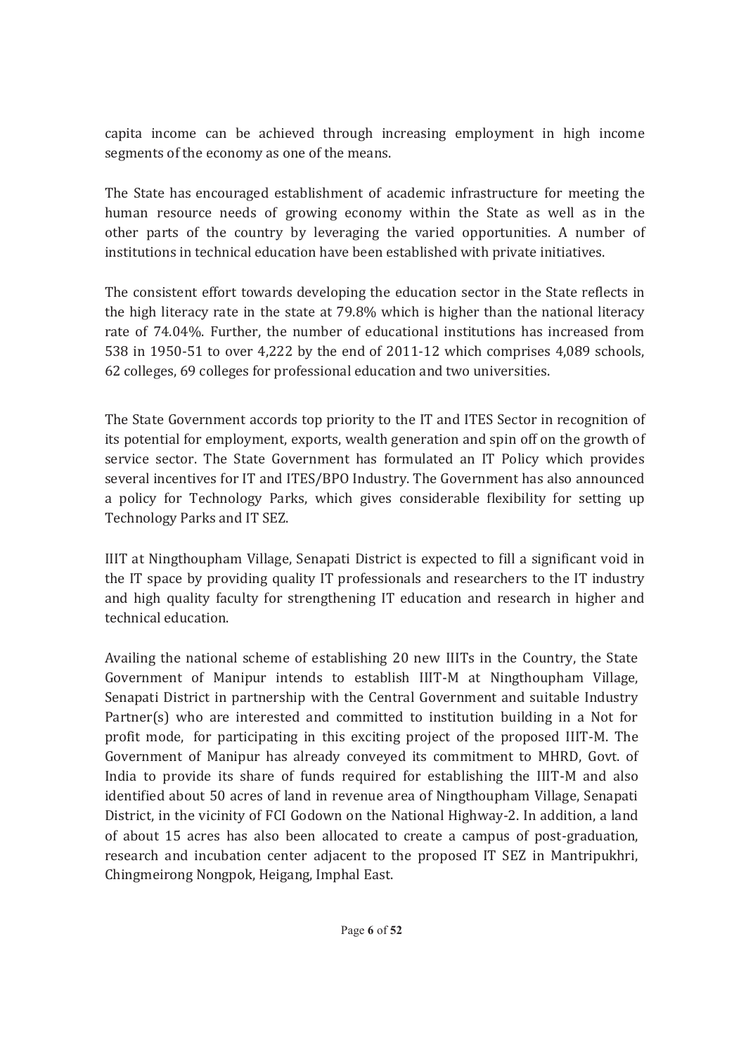capita income can be achieved through increasing employment in high income segments of the economy as one of the means.

The State has encouraged establishment of academic infrastructure for meeting the human resource needs of growing economy within the State as well as in the other parts of the country by leveraging the varied opportunities. A number of institutions in technical education have been established with private initiatives.

The consistent effort towards developing the education sector in the State reflects in the high literacy rate in the state at 79.8% which is higher than the national literacy rate of 74.04%. Further, the number of educational institutions has increased from 538 in 1950-51 to over 4,222 by the end of 2011-12 which comprises 4,089 schools, 62 colleges, 69 colleges for professional education and two universities.

The State Government accords top priority to the IT and ITES Sector in recognition of its potential for employment, exports, wealth generation and spin off on the growth of service sector. The State Government has formulated an IT Policy which provides several incentives for IT and ITES/BPO Industry. The Government has also announced a policy for Technology Parks, which gives considerable flexibility for setting up Technology Parks and IT SEZ.

IIIT at Ningthoupham Village, Senapati District is expected to fill a significant void in the IT space by providing quality IT professionals and researchers to the IT industry and high quality faculty for strengthening IT education and research in higher and technical education.

Availing the national scheme of establishing 20 new IIITs in the Country, the State Government of Manipur intends to establish IIIT-M at Ningthoupham Village, Senapati District in partnership with the Central Government and suitable Industry Partner(s) who are interested and committed to institution building in a Not for profit mode, for participating in this exciting project of the proposed IIIT-M. The Government of Manipur has already conveyed its commitment to MHRD, Govt. of India to provide its share of funds required for establishing the IIIT-M and also identified about 50 acres of land in revenue area of Ningthoupham Village, Senapati District, in the vicinity of FCI Godown on the National Highway-2. In addition, a land of about 15 acres has also been allocated to create a campus of post-graduation, research and incubation center adjacent to the proposed IT SEZ in Mantripukhri, Chingmeirong Nongpok, Heigang, Imphal East.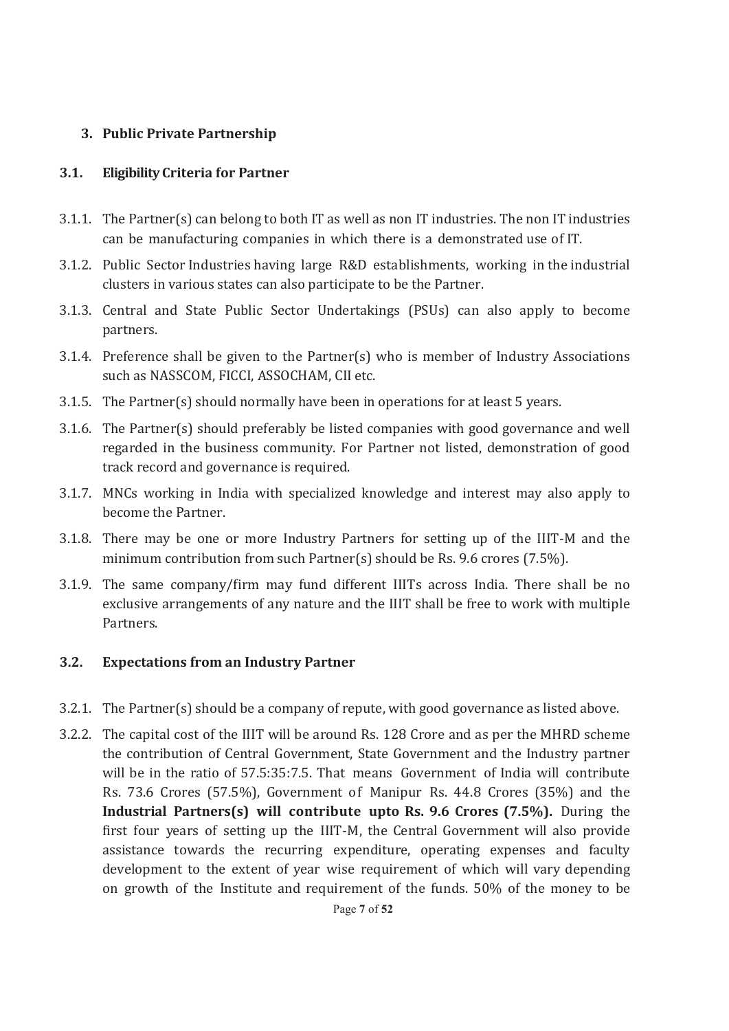## 3. Public Private Partnership

### 3.1. Eligibility Criteria for Partner

3.1.1. The Partner(s) can belong to both IT as well as non IT industries. The non IT industries can be manufacturing companies in which there is a demonstrated use of IT.

3.1.2. Public Sector Industries having large R&D establishments, working in the industrial clusters in various states can also participate to be the Partner.

3.1.3. Central and State Public Sector Undertakings (PSUs) can also apply to become partners.

3.1.4. Preference shall be given to the Partner(s) who is member of Industry Associations such as NASSCOM, FICCI, ASSOCHAM, CII etc.

3.1.5. The Partner(s) should normally have been in operations for at least 5 years.

3.1.6. The Partner(s) should preferably be listed companies with good governance and well regarded in the business community. For Partner not listed, demonstration of good track record and governance is required.

3.1.7. MNCs working in India with specialized knowledge and interest may also apply to become the Partner.

3.1.8. There may be one or more Industry Partners for setting up of the IIIT-M and the minimum contribution from such Partner(s) should be Rs. 9.6 crores (7.5%).

3.1.9. The same company/firm may fund different IIITs across India. There shall be no exclusive arrangements of any nature and the IIIT shall be free to work with multiple Partners.

### 3.2. Expectations from an Industry Partner

3.2.1. The Partner(s) should be a company of repute, with good governance as listed above.

3.2.2. The capital cost of the IIIT will be around Rs. 128 Crore and as per the MHRD scheme the contribution of Central Government, State Government and the Industry partner will be in the ratio of 57.5:35:7.5. That means Government of India will contribute Rs. 73.6 Crores (57.5%), Government of Manipur Rs. 44.8 Crores (35%) and the **Industrial Partners(s) will contribute upto Rs. 9.6 Crores (7.5%).** During the first four years of setting up the IIIT-M, the Central Government will also provide assistance towards the recurring expenditure, operating expenses and faculty development to the extent of year wise requirement of which will vary depending on growth of the Institute and requirement of the funds. 50% of the money to be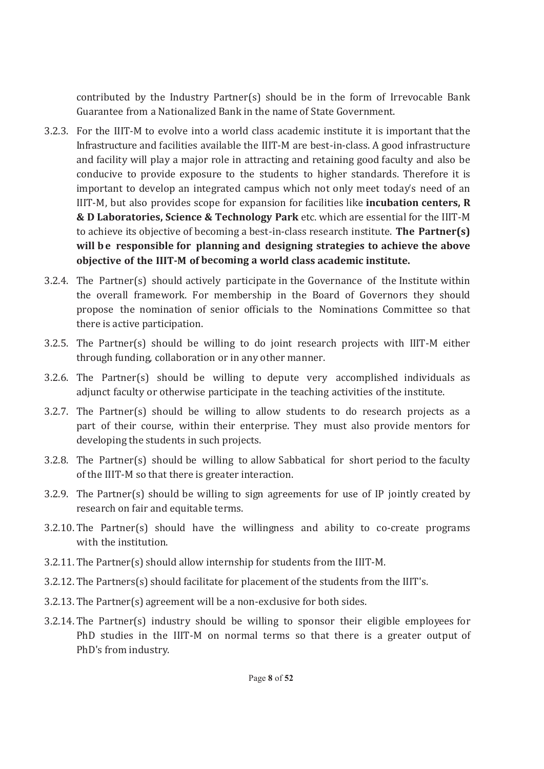contributed by the Industry Partner(s) should be in the form of Irrevocable Bank Guarantee from a Nationalized Bank in the name of State Government.

3.2.3. For the IIIT-M to evolve into a world class academic institute it is important that the Infrastructure and facilities available the IIIT-M are best-in-class. A good infrastructure and facility will play a major role in attracting and retaining good faculty and also be conducive to provide exposure to the students to higher standards. Therefore it is important to develop an integrated campus which not only meet today's need of an IIIT-M, but also provides scope for expansion for facilities like **incubation centers, R & D Laboratories, Science & Technology Park** etc. which are essential for the IIIT-M to achieve its objective of becoming a best-in-class research institute. **The Partner(s) will be responsible for planning and designing strategies to achieve the above objective of the IIIT-M of becoming a world class academic institute.**

3.2.4. The Partner(s) should actively participate in the Governance of the Institute within the overall framework. For membership in the Board of Governors they should propose the nomination of senior officials to the Nominations Committee so that there is active participation.

3.2.5. The Partner(s) should be willing to do joint research projects with IIIT-M either through funding, collaboration or in any other manner.

3.2.6. The Partner(s) should be willing to depute very accomplished individuals as adjunct faculty or otherwise participate in the teaching activities of the institute.

3.2.7. The Partner(s) should be willing to allow students to do research projects as a part of their course, within their enterprise. They must also provide mentors for developing the students in such projects.

3.2.8. The Partner(s) should be willing to allow Sabbatical for short period to the faculty of the IIIT-M so that there is greater interaction.

3.2.9. The Partner(s) should be willing to sign agreements for use of IP jointly created by research on fair and equitable terms.

3.2.10. The Partner(s) should have the willingness and ability to co-create programs with the institution.

3.2.11. The Partner(s) should allow internship for students from the IIIT-M.

3.2.12. The Partners(s) should facilitate for placement of the students from the IIIT's.

3.2.13. The Partner(s) agreement will be a non-exclusive for both sides.

3.2.14. The Partner(s) industry should be willing to sponsor their eligible employees for PhD studies in the IIIT-M on normal terms so that there is a greater output of PhD's from industry.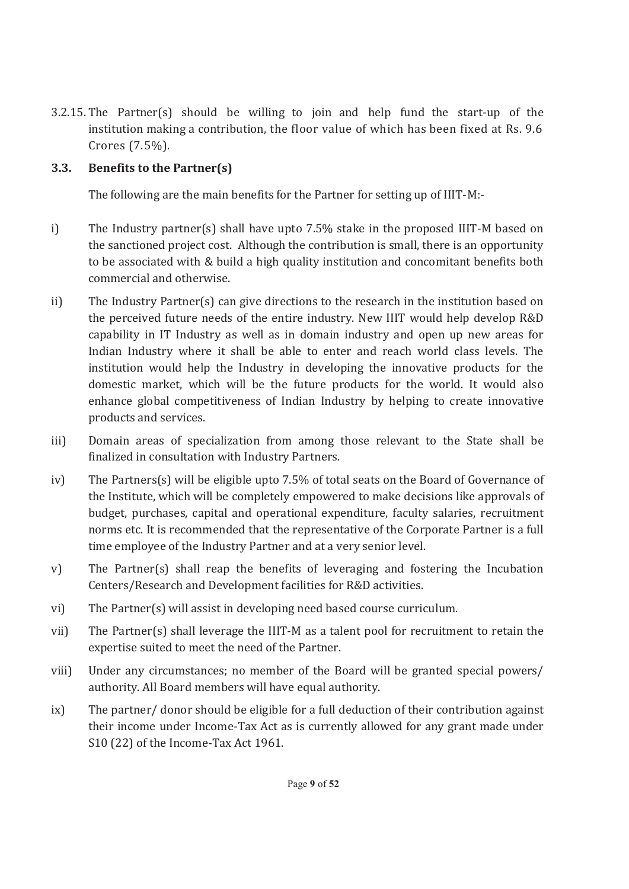3.2.15. The Partner(s) should be willing to join and help fund the start-up of the institution making a contribution, the floor value of which has been fixed at Rs. 9.6 Crores (7.5%).

### 3.3. Benefits to the Partner(s)

The following are the main benefits for the Partner for setting up of IIIT-M:-

i) The Industry partner(s) shall have upto 7.5% stake in the proposed IIIT-M based on the sanctioned project cost. Although the contribution is small, there is an opportunity to be associated with & build a high quality institution and concomitant benefits both commercial and otherwise.

ii) The Industry Partner(s) can give directions to the research in the institution based on the perceived future needs of the entire industry. New IIIT would help develop R&D capability in IT Industry as well as in domain industry and open up new areas for Indian Industry where it shall be able to enter and reach world class levels. The institution would help the Industry in developing the innovative products for the domestic market, which will be the future products for the world. It would also enhance global competitiveness of Indian Industry by helping to create innovative products and services.

iii) Domain areas of specialization from among those relevant to the State shall be finalized in consultation with Industry Partners.

iv) The Partners(s) will be eligible upto 7.5% of total seats on the Board of Governance of the Institute, which will be completely empowered to make decisions like approvals of budget, purchases, capital and operational expenditure, faculty salaries, recruitment norms etc. It is recommended that the representative of the Corporate Partner is a full time employee of the Industry Partner and at a very senior level.

v) The Partner(s) shall reap the benefits of leveraging and fostering the Incubation Centers/Research and Development facilities for R&D activities.

vi) The Partner(s) will assist in developing need based course curriculum.

vii) The Partner(s) shall leverage the IIIT-M as a talent pool for recruitment to retain the expertise suited to meet the need of the Partner.

viii) Under any circumstances; no member of the Board will be granted special powers/ authority. All Board members will have equal authority.

ix) The partner/ donor should be eligible for a full deduction of their contribution against their income under Income-Tax Act as is currently allowed for any grant made under S10 (22) of the Income-Tax Act 1961.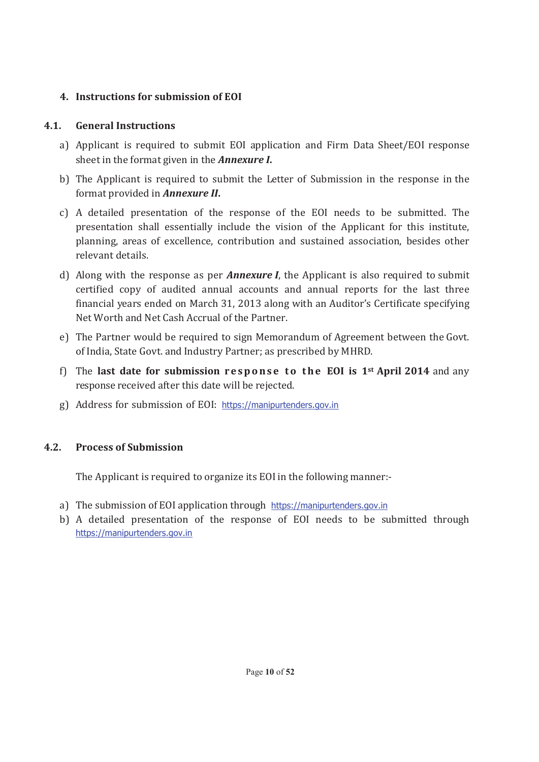## 4. Instructions for submission of EOI

### 4.1. General Instructions

a) Applicant is required to submit EOI application and Firm Data Sheet/EOI response sheet in the format given in the ***Annexure I***.

b) The Applicant is required to submit the Letter of Submission in the response in the format provided in ***Annexure II***.

c) A detailed presentation of the response of the EOI needs to be submitted. The presentation shall essentially include the vision of the Applicant for this institute, planning, areas of excellence, contribution and sustained association, besides other relevant details.

d) Along with the response as per ***Annexure I***, the Applicant is also required to submit certified copy of audited annual accounts and annual reports for the last three financial years ended on March 31, 2013 along with an Auditor's Certificate specifying Net Worth and Net Cash Accrual of the Partner.

e) The Partner would be required to sign Memorandum of Agreement between the Govt. of India, State Govt. and Industry Partner; as prescribed by MHRD.

f) The **last date for submission response to the EOI is 1st April 2014** and any response received after this date will be rejected.

g) Address for submission of EOI: https://manipurtenders.gov.in

### 4.2. Process of Submission

The Applicant is required to organize its EOI in the following manner:-

a) The submission of EOI application through https://manipurtenders.gov.in

b) A detailed presentation of the response of EOI needs to be submitted through https://manipurtenders.gov.in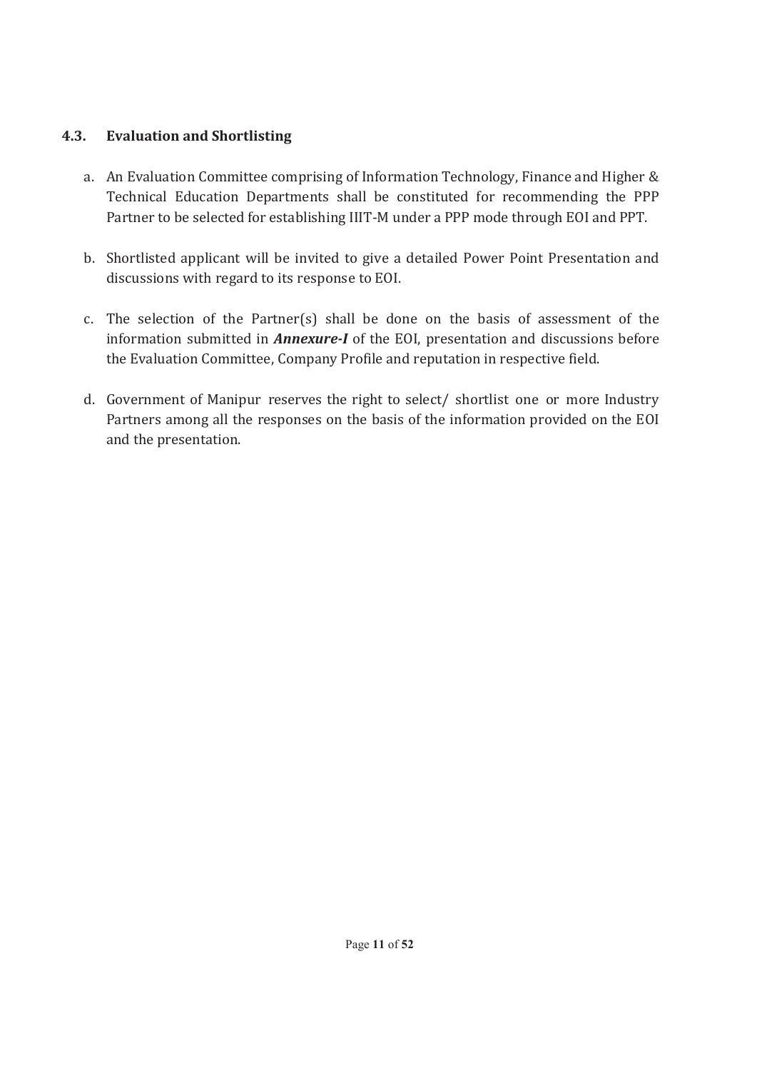### 4.3. Evaluation and Shortlisting

a. An Evaluation Committee comprising of Information Technology, Finance and Higher & Technical Education Departments shall be constituted for recommending the PPP Partner to be selected for establishing IIIT-M under a PPP mode through EOI and PPT.

b. Shortlisted applicant will be invited to give a detailed Power Point Presentation and discussions with regard to its response to EOI.

c. The selection of the Partner(s) shall be done on the basis of assessment of the information submitted in ***Annexure-I*** of the EOI, presentation and discussions before the Evaluation Committee, Company Profile and reputation in respective field.

d. Government of Manipur reserves the right to select/ shortlist one or more Industry Partners among all the responses on the basis of the information provided on the EOI and the presentation.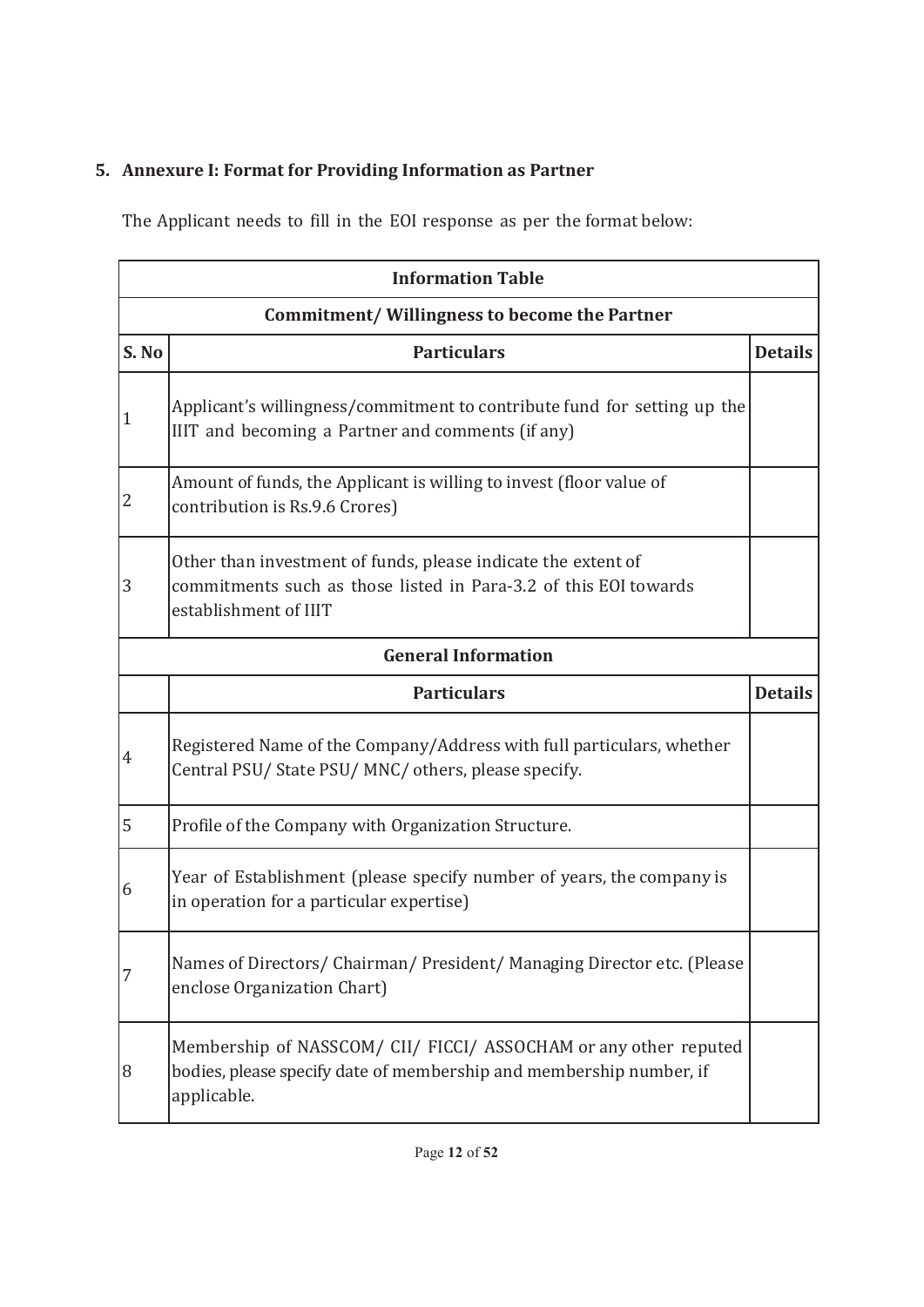## 5. Annexure I: Format for Providing Information as Partner

The Applicant needs to fill in the EOI response as per the format below:

| Information Table | | |
|---|---|---|
| **Commitment/ Willingness to become the Partner** | | |
| **S. No** | **Particulars** | **Details** |
| 1 | Applicant's willingness/commitment to contribute fund for setting up the IIIT and becoming a Partner and comments (if any) | |
| 2 | Amount of funds, the Applicant is willing to invest (floor value of contribution is Rs.9.6 Crores) | |
| 3 | Other than investment of funds, please indicate the extent of commitments such as those listed in Para-3.2 of this EOI towards establishment of IIIT | |
| **General Information** | | |
| | **Particulars** | **Details** |
| 4 | Registered Name of the Company/Address with full particulars, whether Central PSU/ State PSU/ MNC/ others, please specify. | |
| 5 | Profile of the Company with Organization Structure. | |
| 6 | Year of Establishment (please specify number of years, the company is in operation for a particular expertise) | |
| 7 | Names of Directors/ Chairman/ President/ Managing Director etc. (Please enclose Organization Chart) | |
| 8 | Membership of NASSCOM/ CII/ FICCI/ ASSOCHAM or any other reputed bodies, please specify date of membership and membership number, if applicable. | |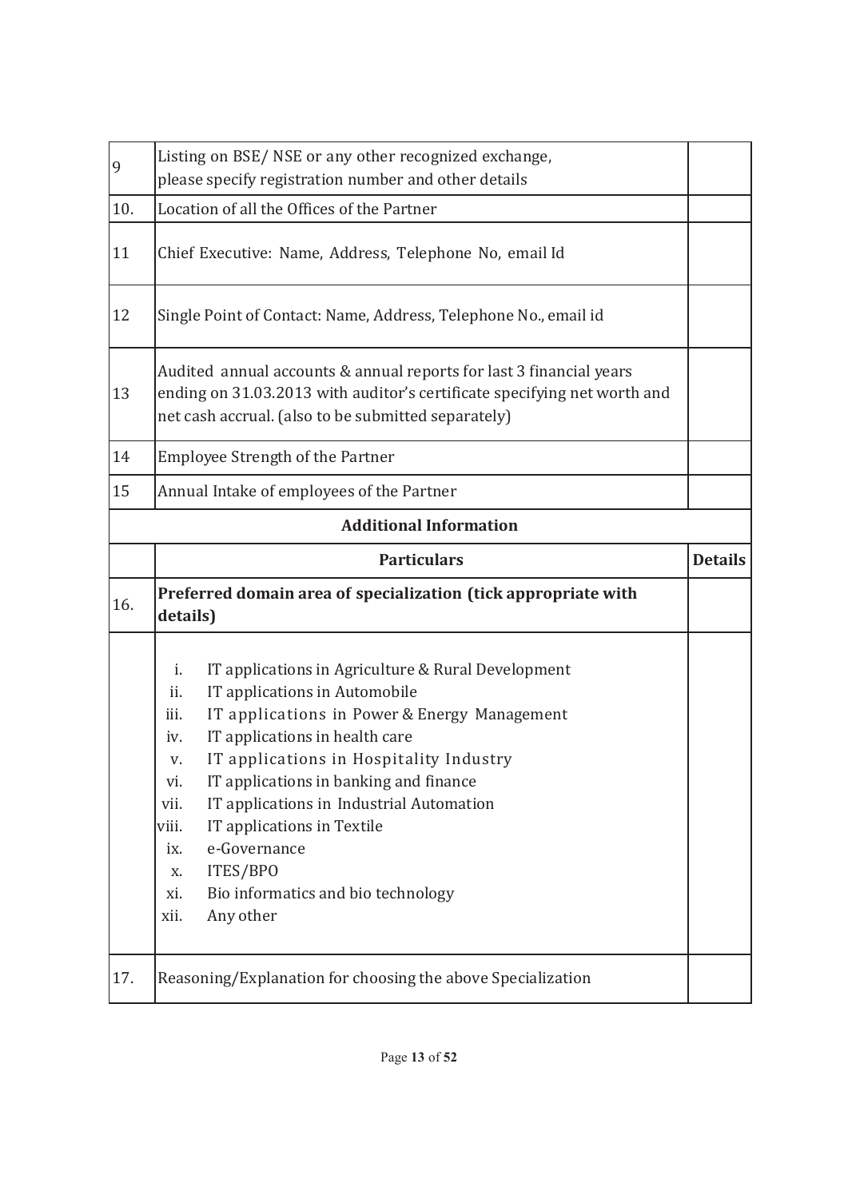| | | |
|---|---|---|
| 9 | Listing on BSE/ NSE or any other recognized exchange, please specify registration number and other details | |
| 10. | Location of all the Offices of the Partner | |
| 11 | Chief Executive: Name, Address, Telephone No, email Id | |
| 12 | Single Point of Contact: Name, Address, Telephone No., email id | |
| 13 | Audited annual accounts & annual reports for last 3 financial years ending on 31.03.2013 with auditor's certificate specifying net worth and net cash accrual. (also to be submitted separately) | |
| 14 | Employee Strength of the Partner | |
| 15 | Annual Intake of employees of the Partner | |
| | **Additional Information** | |
| | **Particulars** | **Details** |
| 16. | **Preferred domain area of specialization (tick appropriate with details)** | |
| | i. IT applications in Agriculture & Rural Development<br>ii. IT applications in Automobile<br>iii. IT applications in Power & Energy Management<br>iv. IT applications in health care<br>v. IT applications in Hospitality Industry<br>vi. IT applications in banking and finance<br>vii. IT applications in Industrial Automation<br>viii. IT applications in Textile<br>ix. e-Governance<br>x. ITES/BPO<br>xi. Bio informatics and bio technology<br>xii. Any other | |
| 17. | Reasoning/Explanation for choosing the above Specialization | |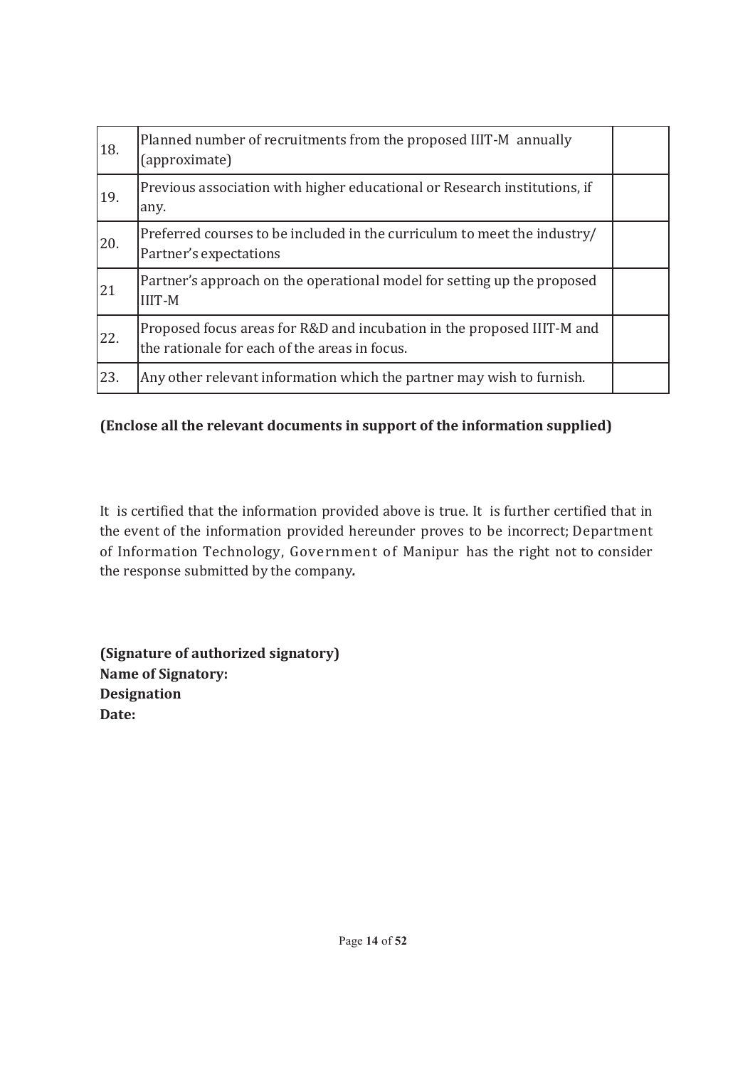| | | |
|---|---|---|
| 18. | Planned number of recruitments from the proposed IIIT-M annually (approximate) | |
| 19. | Previous association with higher educational or Research institutions, if any. | |
| 20. | Preferred courses to be included in the curriculum to meet the industry/ Partner's expectations | |
| 21 | Partner's approach on the operational model for setting up the proposed IIIT-M | |
| 22. | Proposed focus areas for R&D and incubation in the proposed IIIT-M and the rationale for each of the areas in focus. | |
| 23. | Any other relevant information which the partner may wish to furnish. | |

**(Enclose all the relevant documents in support of the information supplied)**

It is certified that the information provided above is true. It is further certified that in the event of the information provided hereunder proves to be incorrect; Department of Information Technology, Government of Manipur has the right not to consider the response submitted by the company**.**

**(Signature of authorized signatory)**
**Name of Signatory:**
**Designation**
**Date:**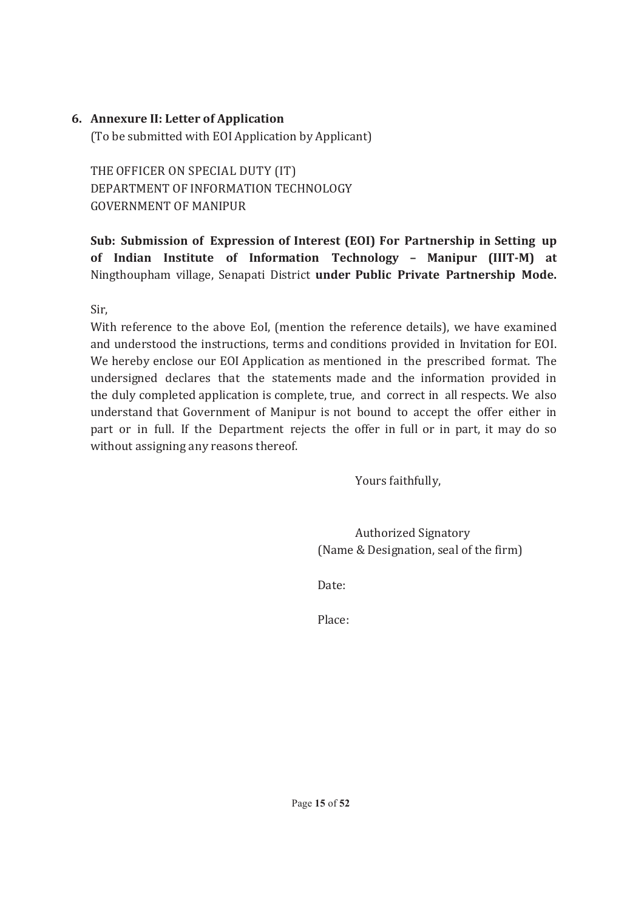## 6. Annexure II: Letter of Application

(To be submitted with EOI Application by Applicant)

THE OFFICER ON SPECIAL DUTY (IT)
DEPARTMENT OF INFORMATION TECHNOLOGY
GOVERNMENT OF MANIPUR

**Sub: Submission of Expression of Interest (EOI) For Partnership in Setting up of Indian Institute of Information Technology – Manipur (IIIT-M) at** Ningthoupham village, Senapati District **under Public Private Partnership Mode.**

Sir,

With reference to the above EoI, (mention the reference details), we have examined and understood the instructions, terms and conditions provided in Invitation for EOI. We hereby enclose our EOI Application as mentioned in the prescribed format. The undersigned declares that the statements made and the information provided in the duly completed application is complete, true, and correct in all respects. We also understand that Government of Manipur is not bound to accept the offer either in part or in full. If the Department rejects the offer in full or in part, it may do so without assigning any reasons thereof.

Yours faithfully,

Authorized Signatory
(Name & Designation, seal of the firm)

Date:

Place: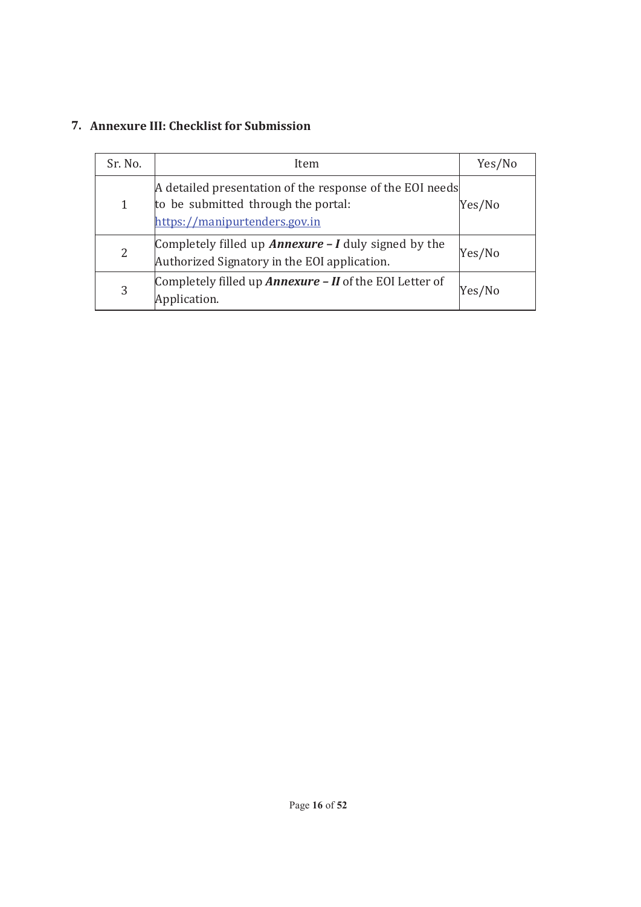## 7. Annexure III: Checklist for Submission

| Sr. No. | Item | Yes/No |
|---|---|---|
| 1 | A detailed presentation of the response of the EOI needs to be submitted through the portal: https://manipurtenders.gov.in | Yes/No |
| 2 | Completely filled up ***Annexure – I*** duly signed by the Authorized Signatory in the EOI application. | Yes/No |
| 3 | Completely filled up ***Annexure – II*** of the EOI Letter of Application. | Yes/No |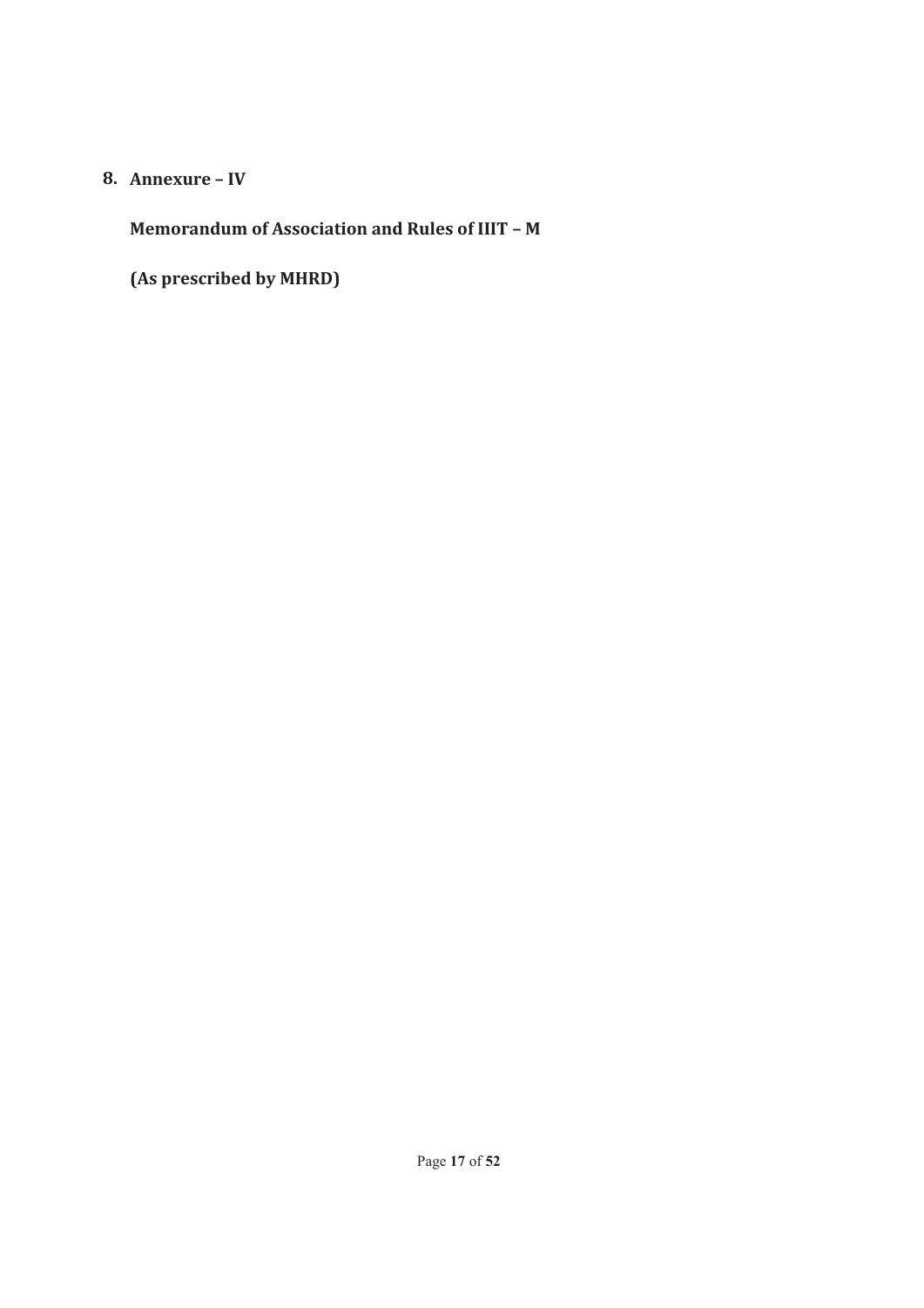## 8. Annexure – IV

**Memorandum of Association and Rules of IIIT – M**

**(As prescribed by MHRD)**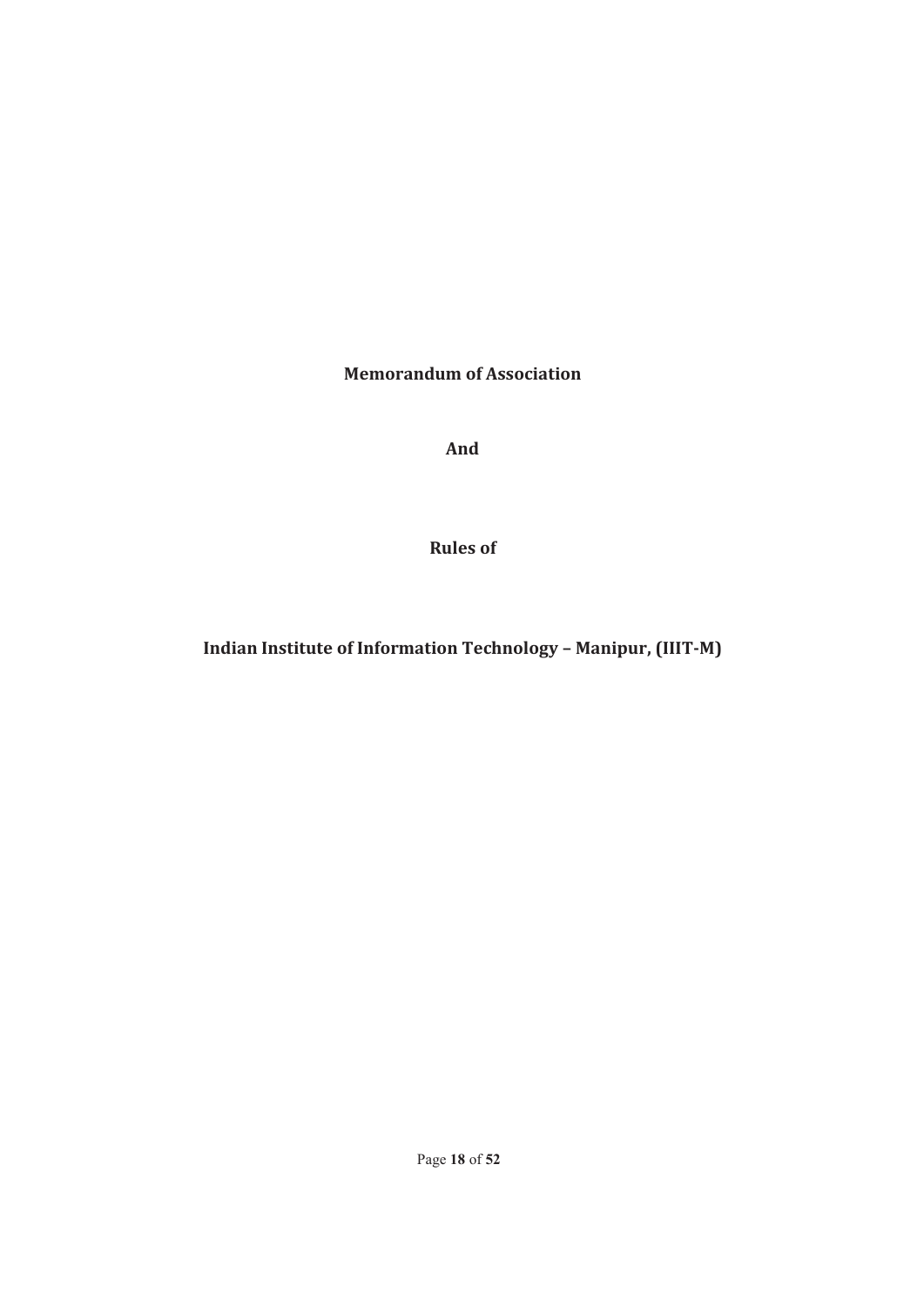# Memorandum of Association

# And

# Rules of

# Indian Institute of Information Technology – Manipur, (IIIT-M)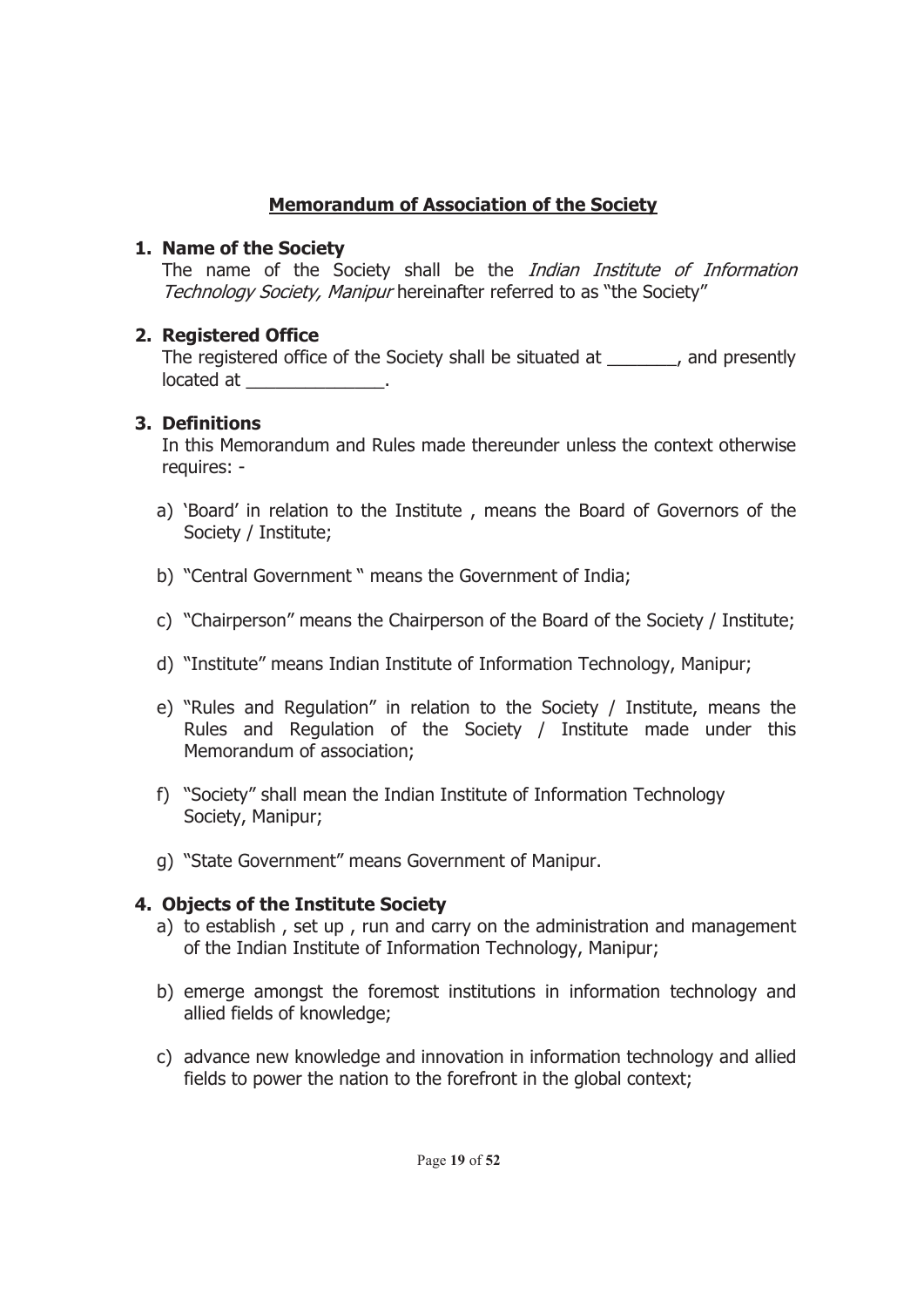## Memorandum of Association of the Society

**1. Name of the Society**

The name of the Society shall be the *Indian Institute of Information Technology Society, Manipur* hereinafter referred to as "the Society"

**2. Registered Office**

The registered office of the Society shall be situated at _______, and presently located at ______________.

**3. Definitions**

In this Memorandum and Rules made thereunder unless the context otherwise requires: -

a) 'Board' in relation to the Institute , means the Board of Governors of the Society / Institute;

b) "Central Government " means the Government of India;

c) "Chairperson" means the Chairperson of the Board of the Society / Institute;

d) "Institute" means Indian Institute of Information Technology, Manipur;

e) "Rules and Regulation" in relation to the Society / Institute, means the Rules and Regulation of the Society / Institute made under this Memorandum of association;

f) "Society" shall mean the Indian Institute of Information Technology Society, Manipur;

g) "State Government" means Government of Manipur.

**4. Objects of the Institute Society**

a) to establish , set up , run and carry on the administration and management of the Indian Institute of Information Technology, Manipur;

b) emerge amongst the foremost institutions in information technology and allied fields of knowledge;

c) advance new knowledge and innovation in information technology and allied fields to power the nation to the forefront in the global context;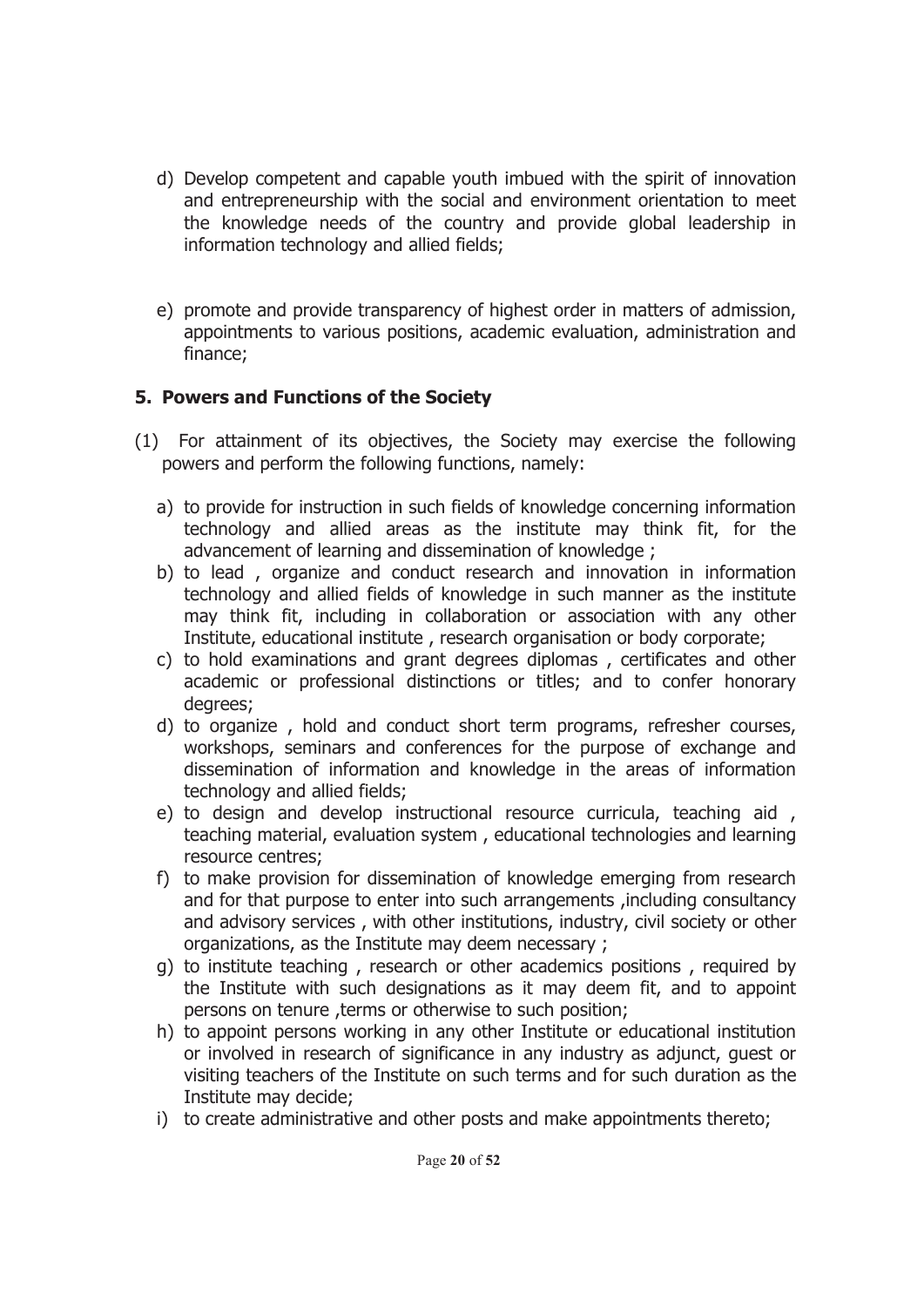d) Develop competent and capable youth imbued with the spirit of innovation and entrepreneurship with the social and environment orientation to meet the knowledge needs of the country and provide global leadership in information technology and allied fields;

e) promote and provide transparency of highest order in matters of admission, appointments to various positions, academic evaluation, administration and finance;

**5. Powers and Functions of the Society**

(1) For attainment of its objectives, the Society may exercise the following powers and perform the following functions, namely:

a) to provide for instruction in such fields of knowledge concerning information technology and allied areas as the institute may think fit, for the advancement of learning and dissemination of knowledge ;
b) to lead , organize and conduct research and innovation in information technology and allied fields of knowledge in such manner as the institute may think fit, including in collaboration or association with any other Institute, educational institute , research organisation or body corporate;
c) to hold examinations and grant degrees diplomas , certificates and other academic or professional distinctions or titles; and to confer honorary degrees;
d) to organize , hold and conduct short term programs, refresher courses, workshops, seminars and conferences for the purpose of exchange and dissemination of information and knowledge in the areas of information technology and allied fields;
e) to design and develop instructional resource curricula, teaching aid , teaching material, evaluation system , educational technologies and learning resource centres;
f) to make provision for dissemination of knowledge emerging from research and for that purpose to enter into such arrangements ,including consultancy and advisory services , with other institutions, industry, civil society or other organizations, as the Institute may deem necessary ;
g) to institute teaching , research or other academics positions , required by the Institute with such designations as it may deem fit, and to appoint persons on tenure ,terms or otherwise to such position;
h) to appoint persons working in any other Institute or educational institution or involved in research of significance in any industry as adjunct, guest or visiting teachers of the Institute on such terms and for such duration as the Institute may decide;
i) to create administrative and other posts and make appointments thereto;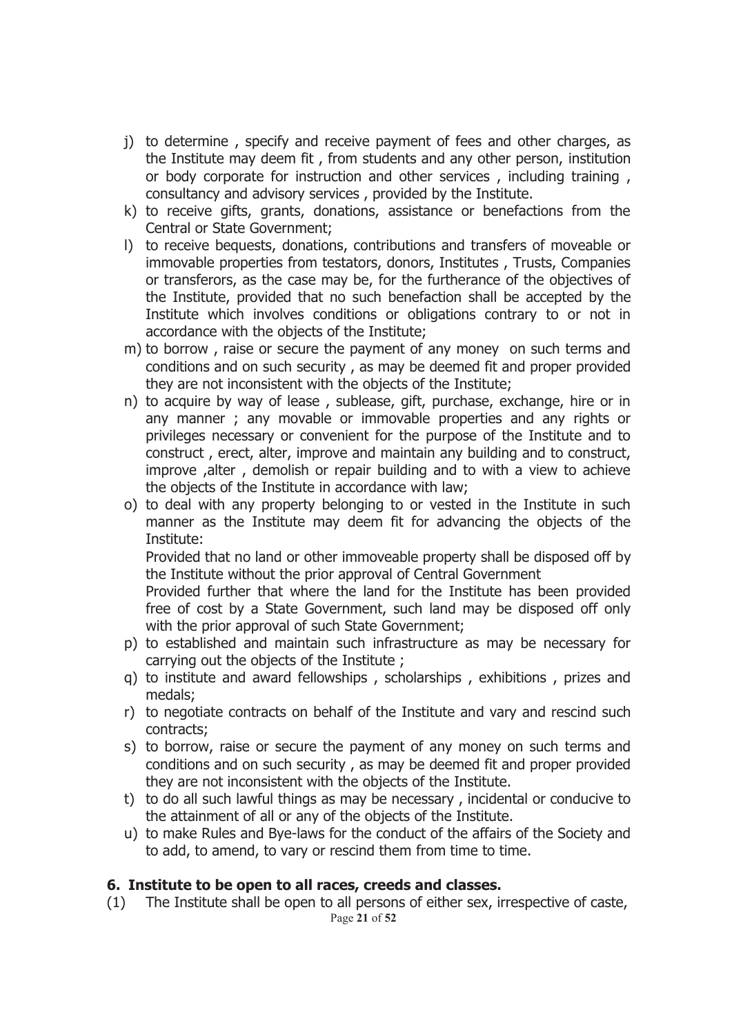j) to determine , specify and receive payment of fees and other charges, as the Institute may deem fit , from students and any other person, institution or body corporate for instruction and other services , including training , consultancy and advisory services , provided by the Institute.
k) to receive gifts, grants, donations, assistance or benefactions from the Central or State Government;
l) to receive bequests, donations, contributions and transfers of moveable or immovable properties from testators, donors, Institutes , Trusts, Companies or transferors, as the case may be, for the furtherance of the objectives of the Institute, provided that no such benefaction shall be accepted by the Institute which involves conditions or obligations contrary to or not in accordance with the objects of the Institute;
m) to borrow , raise or secure the payment of any money on such terms and conditions and on such security , as may be deemed fit and proper provided they are not inconsistent with the objects of the Institute;
n) to acquire by way of lease , sublease, gift, purchase, exchange, hire or in any manner ; any movable or immovable properties and any rights or privileges necessary or convenient for the purpose of the Institute and to construct , erect, alter, improve and maintain any building and to construct, improve ,alter , demolish or repair building and to with a view to achieve the objects of the Institute in accordance with law;
o) to deal with any property belonging to or vested in the Institute in such manner as the Institute may deem fit for advancing the objects of the Institute:

   Provided that no land or other immoveable property shall be disposed off by the Institute without the prior approval of Central Government

   Provided further that where the land for the Institute has been provided free of cost by a State Government, such land may be disposed off only with the prior approval of such State Government;
p) to established and maintain such infrastructure as may be necessary for carrying out the objects of the Institute ;
q) to institute and award fellowships , scholarships , exhibitions , prizes and medals;
r) to negotiate contracts on behalf of the Institute and vary and rescind such contracts;
s) to borrow, raise or secure the payment of any money on such terms and conditions and on such security , as may be deemed fit and proper provided they are not inconsistent with the objects of the Institute.
t) to do all such lawful things as may be necessary , incidental or conducive to the attainment of all or any of the objects of the Institute.
u) to make Rules and Bye-laws for the conduct of the affairs of the Society and to add, to amend, to vary or rescind them from time to time.

### 6. Institute to be open to all races, creeds and classes.

(1) The Institute shall be open to all persons of either sex, irrespective of caste,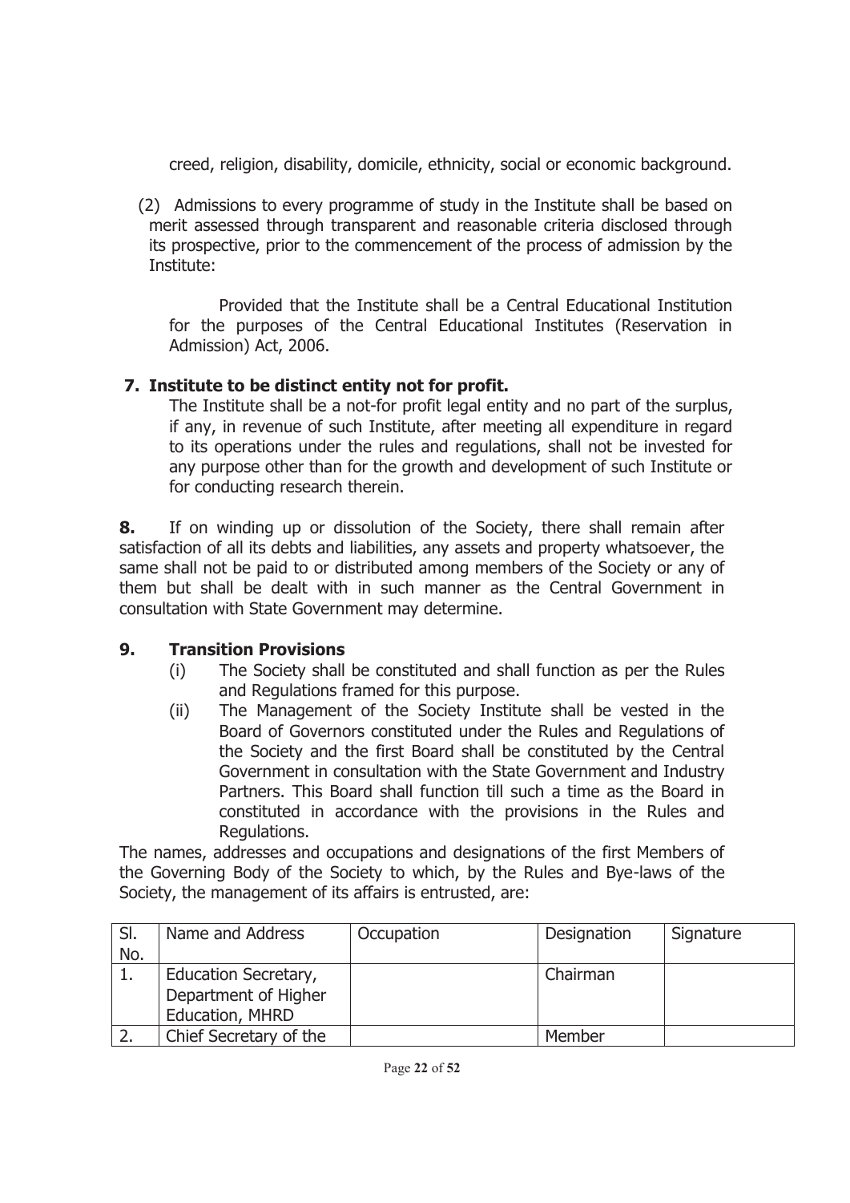creed, religion, disability, domicile, ethnicity, social or economic background.

(2) Admissions to every programme of study in the Institute shall be based on merit assessed through transparent and reasonable criteria disclosed through its prospective, prior to the commencement of the process of admission by the Institute:

Provided that the Institute shall be a Central Educational Institution for the purposes of the Central Educational Institutes (Reservation in Admission) Act, 2006.

**7. Institute to be distinct entity not for profit.**

The Institute shall be a not-for profit legal entity and no part of the surplus, if any, in revenue of such Institute, after meeting all expenditure in regard to its operations under the rules and regulations, shall not be invested for any purpose other than for the growth and development of such Institute or for conducting research therein.

**8.** If on winding up or dissolution of the Society, there shall remain after satisfaction of all its debts and liabilities, any assets and property whatsoever, the same shall not be paid to or distributed among members of the Society or any of them but shall be dealt with in such manner as the Central Government in consultation with State Government may determine.

**9. Transition Provisions**

(i) The Society shall be constituted and shall function as per the Rules and Regulations framed for this purpose.

(ii) The Management of the Society Institute shall be vested in the Board of Governors constituted under the Rules and Regulations of the Society and the first Board shall be constituted by the Central Government in consultation with the State Government and Industry Partners. This Board shall function till such a time as the Board in constituted in accordance with the provisions in the Rules and Regulations.

The names, addresses and occupations and designations of the first Members of the Governing Body of the Society to which, by the Rules and Bye-laws of the Society, the management of its affairs is entrusted, are:

| Sl. No. | Name and Address | Occupation | Designation | Signature |
|---|---|---|---|---|
| 1. | Education Secretary, Department of Higher Education, MHRD | | Chairman | |
| 2. | Chief Secretary of the | | Member | |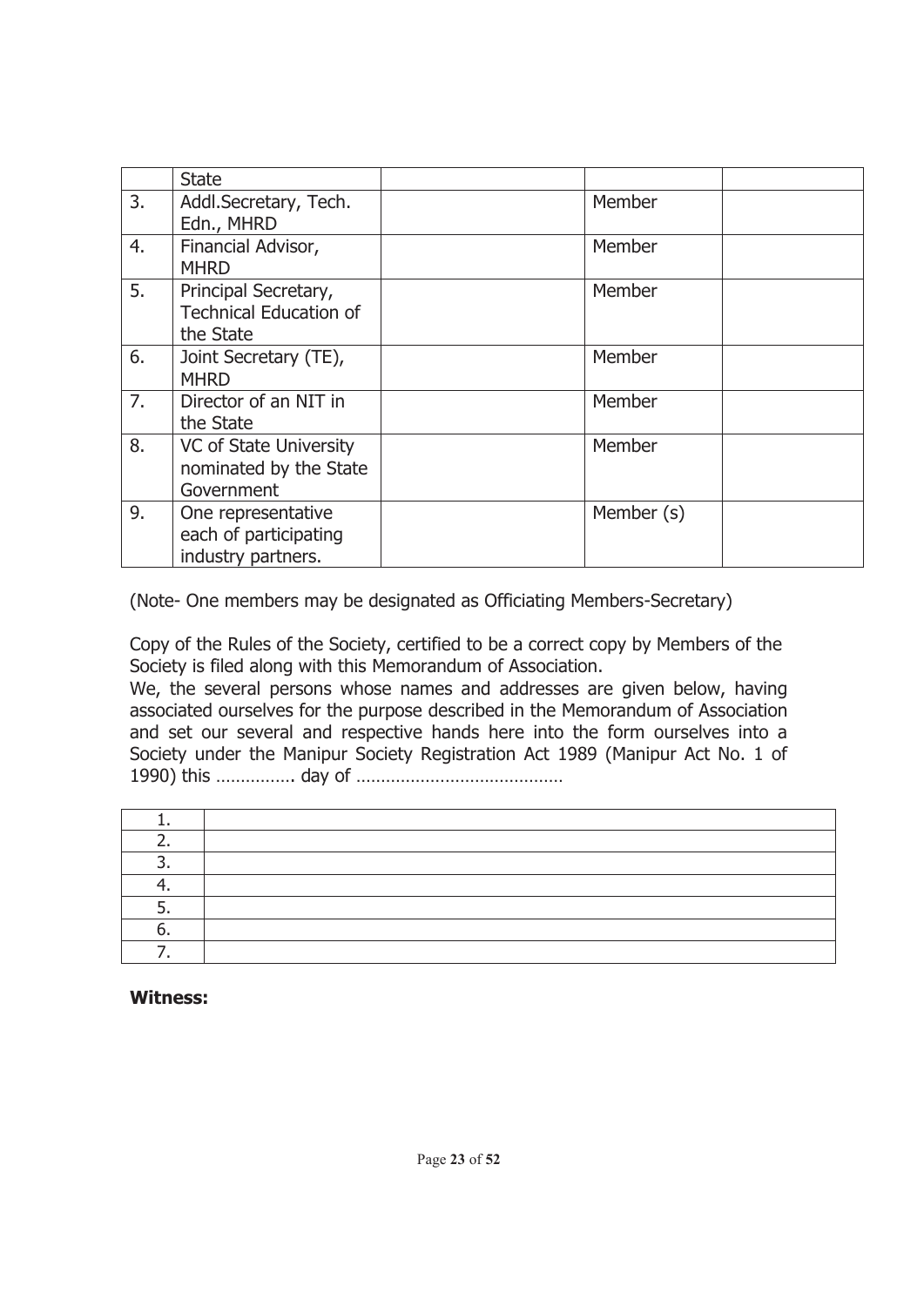|  | State |  |  |  |
|---|---|---|---|---|
| 3. | Addl.Secretary, Tech. Edn., MHRD |  | Member |  |
| 4. | Financial Advisor, MHRD |  | Member |  |
| 5. | Principal Secretary, Technical Education of the State |  | Member |  |
| 6. | Joint Secretary (TE), MHRD |  | Member |  |
| 7. | Director of an NIT in the State |  | Member |  |
| 8. | VC of State University nominated by the State Government |  | Member |  |
| 9. | One representative each of participating industry partners. |  | Member (s) |  |

(Note- One members may be designated as Officiating Members-Secretary)

Copy of the Rules of the Society, certified to be a correct copy by Members of the Society is filed along with this Memorandum of Association.

We, the several persons whose names and addresses are given below, having associated ourselves for the purpose described in the Memorandum of Association and set our several and respective hands here into the form ourselves into a Society under the Manipur Society Registration Act 1989 (Manipur Act No. 1 of 1990) this ……………. day of ……………………………………

|  |  |
|---|---|
| 1. |  |
| 2. |  |
| 3. |  |
| 4. |  |
| 5. |  |
| 6. |  |
| 7. |  |

**Witness:**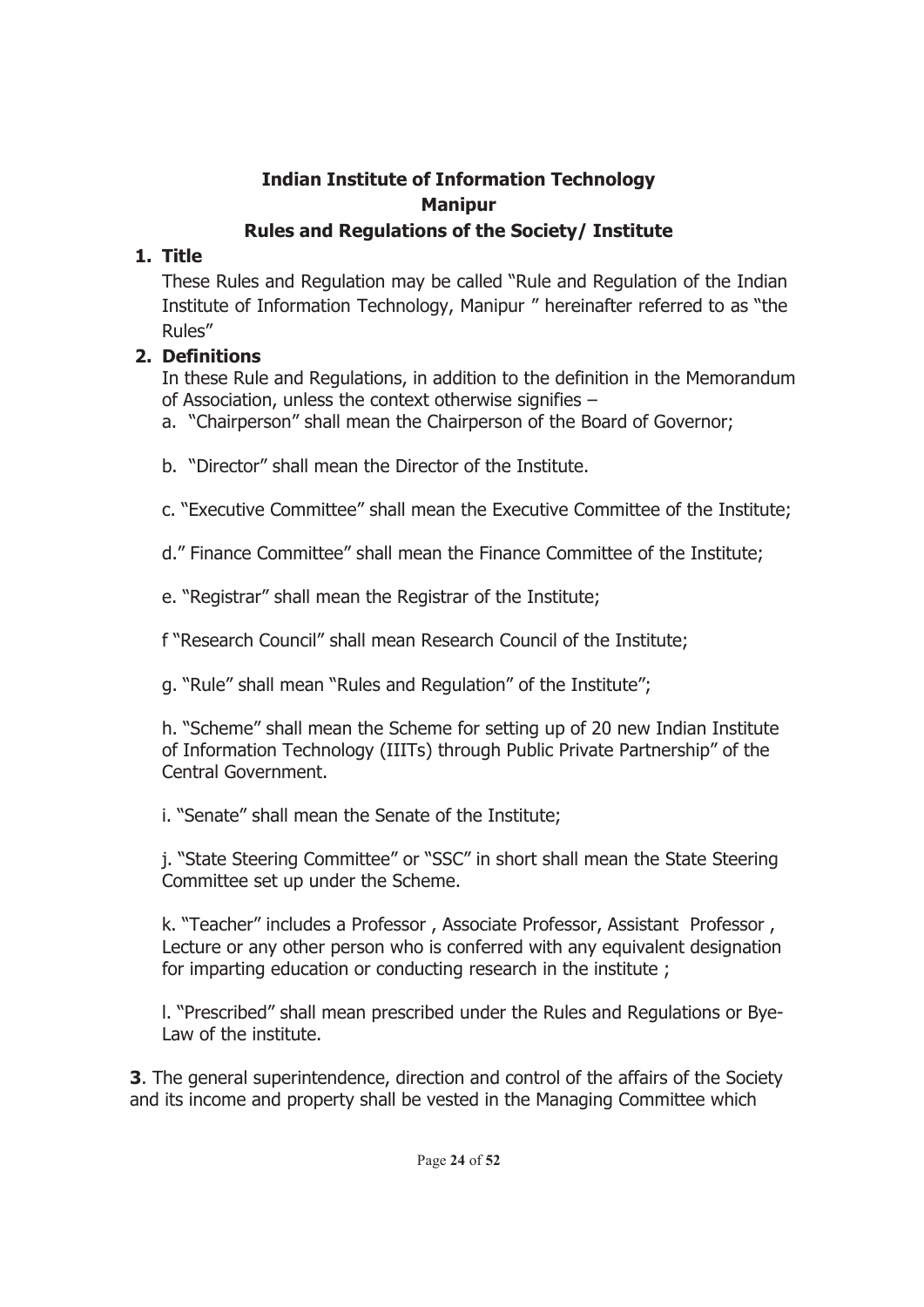**Indian Institute of Information Technology**
**Manipur**
**Rules and Regulations of the Society/ Institute**

**1. Title**

These Rules and Regulation may be called "Rule and Regulation of the Indian Institute of Information Technology, Manipur " hereinafter referred to as "the Rules"

**2. Definitions**

In these Rule and Regulations, in addition to the definition in the Memorandum of Association, unless the context otherwise signifies –

a. "Chairperson" shall mean the Chairperson of the Board of Governor;

b. "Director" shall mean the Director of the Institute.

c. "Executive Committee" shall mean the Executive Committee of the Institute;

d." Finance Committee" shall mean the Finance Committee of the Institute;

e. "Registrar" shall mean the Registrar of the Institute;

f "Research Council" shall mean Research Council of the Institute;

g. "Rule" shall mean "Rules and Regulation" of the Institute";

h. "Scheme" shall mean the Scheme for setting up of 20 new Indian Institute of Information Technology (IIITs) through Public Private Partnership" of the Central Government.

i. "Senate" shall mean the Senate of the Institute;

j. "State Steering Committee" or "SSC" in short shall mean the State Steering Committee set up under the Scheme.

k. "Teacher" includes a Professor , Associate Professor, Assistant Professor , Lecture or any other person who is conferred with any equivalent designation for imparting education or conducting research in the institute ;

l. "Prescribed" shall mean prescribed under the Rules and Regulations or Bye-Law of the institute.

**3**. The general superintendence, direction and control of the affairs of the Society and its income and property shall be vested in the Managing Committee which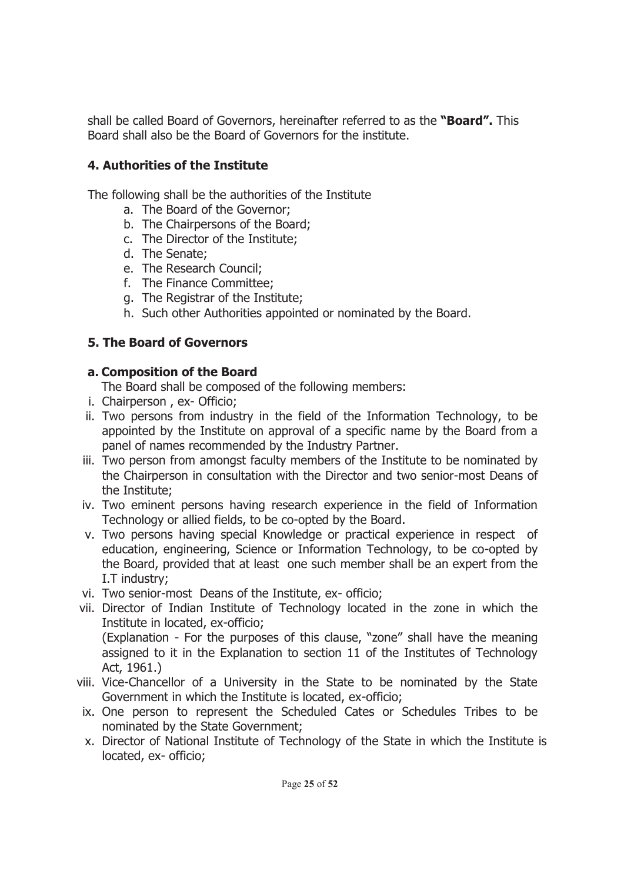shall be called Board of Governors, hereinafter referred to as the **"Board".** This Board shall also be the Board of Governors for the institute.

### 4. Authorities of the Institute

The following shall be the authorities of the Institute

a. The Board of the Governor;
b. The Chairpersons of the Board;
c. The Director of the Institute;
d. The Senate;
e. The Research Council;
f. The Finance Committee;
g. The Registrar of the Institute;
h. Such other Authorities appointed or nominated by the Board.

### 5. The Board of Governors

#### a. Composition of the Board

The Board shall be composed of the following members:

i. Chairperson , ex- Officio;
ii. Two persons from industry in the field of the Information Technology, to be appointed by the Institute on approval of a specific name by the Board from a panel of names recommended by the Industry Partner.
iii. Two person from amongst faculty members of the Institute to be nominated by the Chairperson in consultation with the Director and two senior-most Deans of the Institute;
iv. Two eminent persons having research experience in the field of Information Technology or allied fields, to be co-opted by the Board.
v. Two persons having special Knowledge or practical experience in respect of education, engineering, Science or Information Technology, to be co-opted by the Board, provided that at least one such member shall be an expert from the I.T industry;
vi. Two senior-most Deans of the Institute, ex- officio;
vii. Director of Indian Institute of Technology located in the zone in which the Institute in located, ex-officio;
(Explanation - For the purposes of this clause, "zone" shall have the meaning assigned to it in the Explanation to section 11 of the Institutes of Technology Act, 1961.)
viii. Vice-Chancellor of a University in the State to be nominated by the State Government in which the Institute is located, ex-officio;
ix. One person to represent the Scheduled Cates or Schedules Tribes to be nominated by the State Government;
x. Director of National Institute of Technology of the State in which the Institute is located, ex- officio;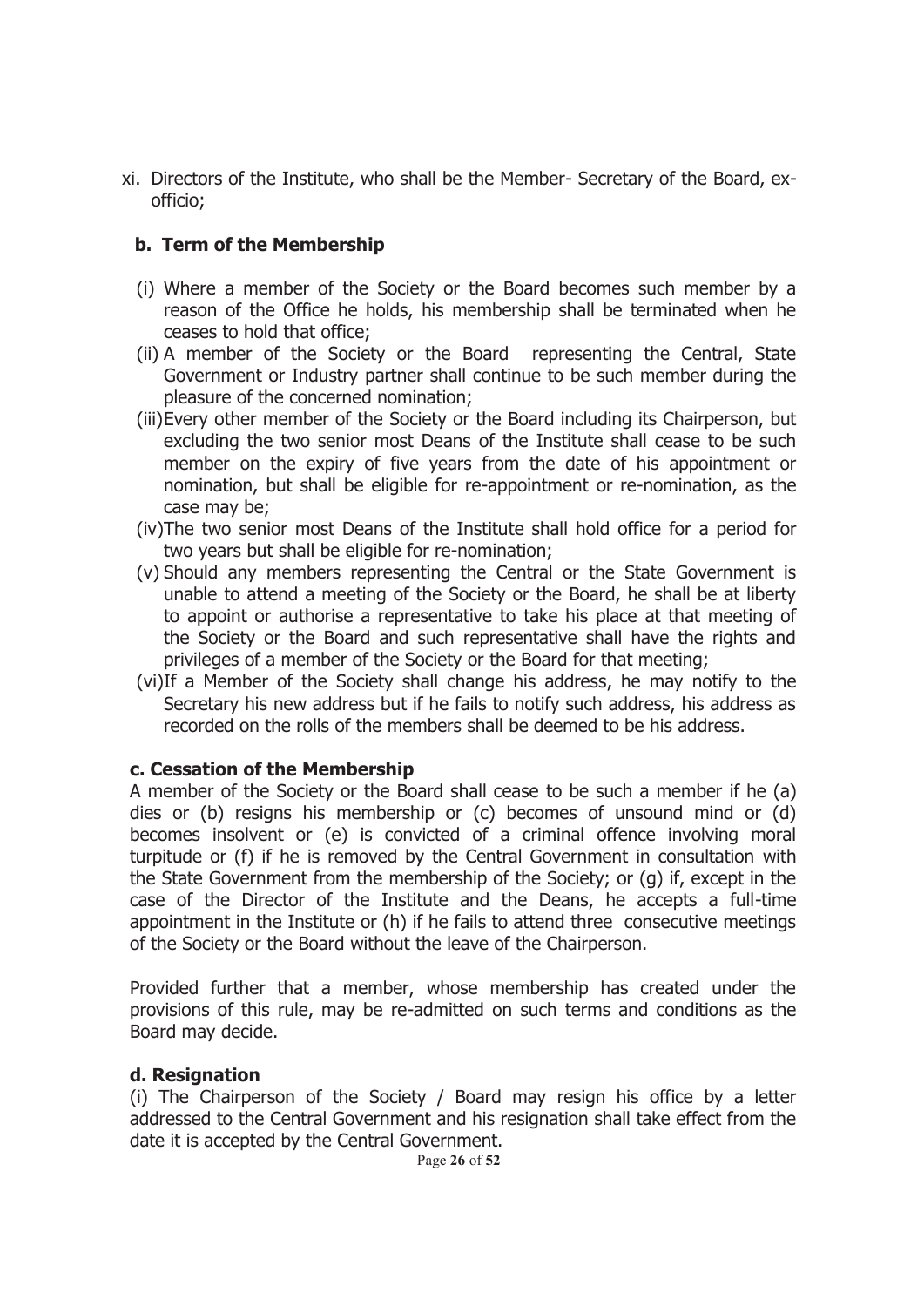xi. Directors of the Institute, who shall be the Member- Secretary of the Board, ex-officio;

### b. Term of the Membership

(i) Where a member of the Society or the Board becomes such member by a reason of the Office he holds, his membership shall be terminated when he ceases to hold that office;

(ii) A member of the Society or the Board representing the Central, State Government or Industry partner shall continue to be such member during the pleasure of the concerned nomination;

(iii) Every other member of the Society or the Board including its Chairperson, but excluding the two senior most Deans of the Institute shall cease to be such member on the expiry of five years from the date of his appointment or nomination, but shall be eligible for re-appointment or re-nomination, as the case may be;

(iv) The two senior most Deans of the Institute shall hold office for a period for two years but shall be eligible for re-nomination;

(v) Should any members representing the Central or the State Government is unable to attend a meeting of the Society or the Board, he shall be at liberty to appoint or authorise a representative to take his place at that meeting of the Society or the Board and such representative shall have the rights and privileges of a member of the Society or the Board for that meeting;

(vi) If a Member of the Society shall change his address, he may notify to the Secretary his new address but if he fails to notify such address, his address as recorded on the rolls of the members shall be deemed to be his address.

### c. Cessation of the Membership

A member of the Society or the Board shall cease to be such a member if he (a) dies or (b) resigns his membership or (c) becomes of unsound mind or (d) becomes insolvent or (e) is convicted of a criminal offence involving moral turpitude or (f) if he is removed by the Central Government in consultation with the State Government from the membership of the Society; or (g) if, except in the case of the Director of the Institute and the Deans, he accepts a full-time appointment in the Institute or (h) if he fails to attend three consecutive meetings of the Society or the Board without the leave of the Chairperson.

Provided further that a member, whose membership has created under the provisions of this rule, may be re-admitted on such terms and conditions as the Board may decide.

### d. Resignation

(i) The Chairperson of the Society / Board may resign his office by a letter addressed to the Central Government and his resignation shall take effect from the date it is accepted by the Central Government.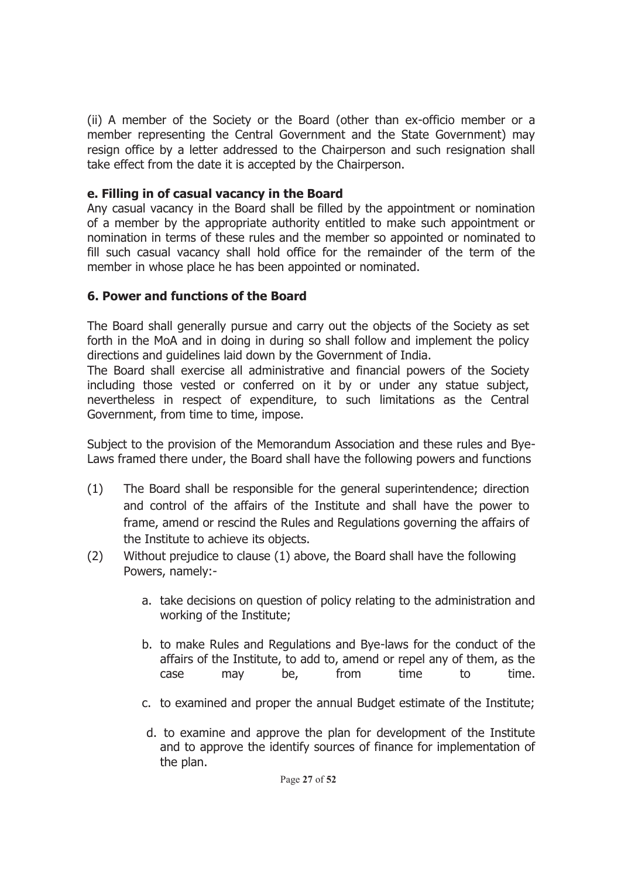(ii) A member of the Society or the Board (other than ex-officio member or a member representing the Central Government and the State Government) may resign office by a letter addressed to the Chairperson and such resignation shall take effect from the date it is accepted by the Chairperson.

**e. Filling in of casual vacancy in the Board**

Any casual vacancy in the Board shall be filled by the appointment or nomination of a member by the appropriate authority entitled to make such appointment or nomination in terms of these rules and the member so appointed or nominated to fill such casual vacancy shall hold office for the remainder of the term of the member in whose place he has been appointed or nominated.

## 6. Power and functions of the Board

The Board shall generally pursue and carry out the objects of the Society as set forth in the MoA and in doing in during so shall follow and implement the policy directions and guidelines laid down by the Government of India.

The Board shall exercise all administrative and financial powers of the Society including those vested or conferred on it by or under any statue subject, nevertheless in respect of expenditure, to such limitations as the Central Government, from time to time, impose.

Subject to the provision of the Memorandum Association and these rules and Bye-Laws framed there under, the Board shall have the following powers and functions

(1) The Board shall be responsible for the general superintendence; direction and control of the affairs of the Institute and shall have the power to frame, amend or rescind the Rules and Regulations governing the affairs of the Institute to achieve its objects.

(2) Without prejudice to clause (1) above, the Board shall have the following Powers, namely:-

a. take decisions on question of policy relating to the administration and working of the Institute;

b. to make Rules and Regulations and Bye-laws for the conduct of the affairs of the Institute, to add to, amend or repel any of them, as the case may be, from time to time.

c. to examined and proper the annual Budget estimate of the Institute;

d. to examine and approve the plan for development of the Institute and to approve the identify sources of finance for implementation of the plan.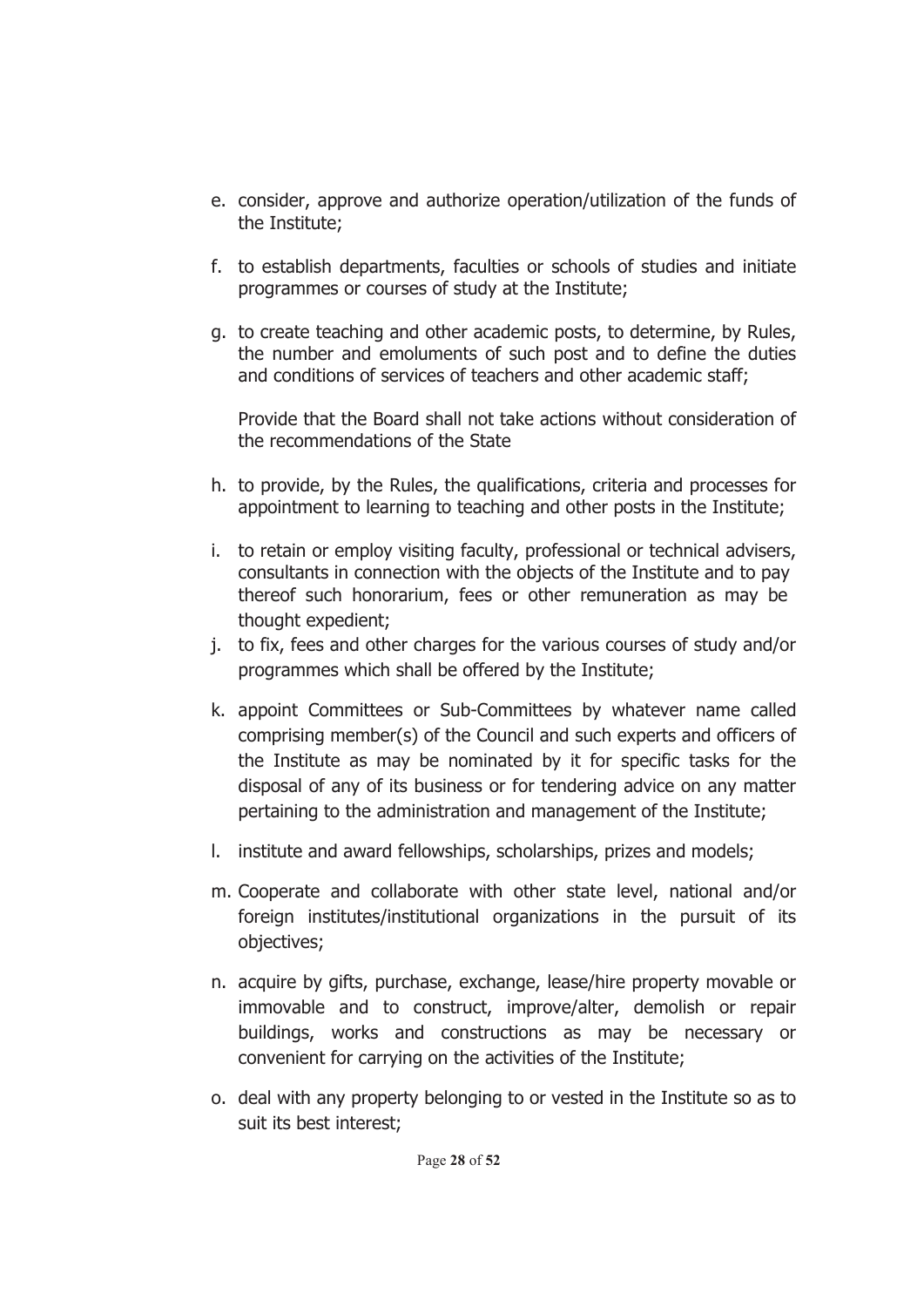e. consider, approve and authorize operation/utilization of the funds of the Institute;

f. to establish departments, faculties or schools of studies and initiate programmes or courses of study at the Institute;

g. to create teaching and other academic posts, to determine, by Rules, the number and emoluments of such post and to define the duties and conditions of services of teachers and other academic staff;

   Provide that the Board shall not take actions without consideration of the recommendations of the State

h. to provide, by the Rules, the qualifications, criteria and processes for appointment to learning to teaching and other posts in the Institute;

i. to retain or employ visiting faculty, professional or technical advisers, consultants in connection with the objects of the Institute and to pay thereof such honorarium, fees or other remuneration as may be thought expedient;

j. to fix, fees and other charges for the various courses of study and/or programmes which shall be offered by the Institute;

k. appoint Committees or Sub-Committees by whatever name called comprising member(s) of the Council and such experts and officers of the Institute as may be nominated by it for specific tasks for the disposal of any of its business or for tendering advice on any matter pertaining to the administration and management of the Institute;

l. institute and award fellowships, scholarships, prizes and models;

m. Cooperate and collaborate with other state level, national and/or foreign institutes/institutional organizations in the pursuit of its objectives;

n. acquire by gifts, purchase, exchange, lease/hire property movable or immovable and to construct, improve/alter, demolish or repair buildings, works and constructions as may be necessary or convenient for carrying on the activities of the Institute;

o. deal with any property belonging to or vested in the Institute so as to suit its best interest;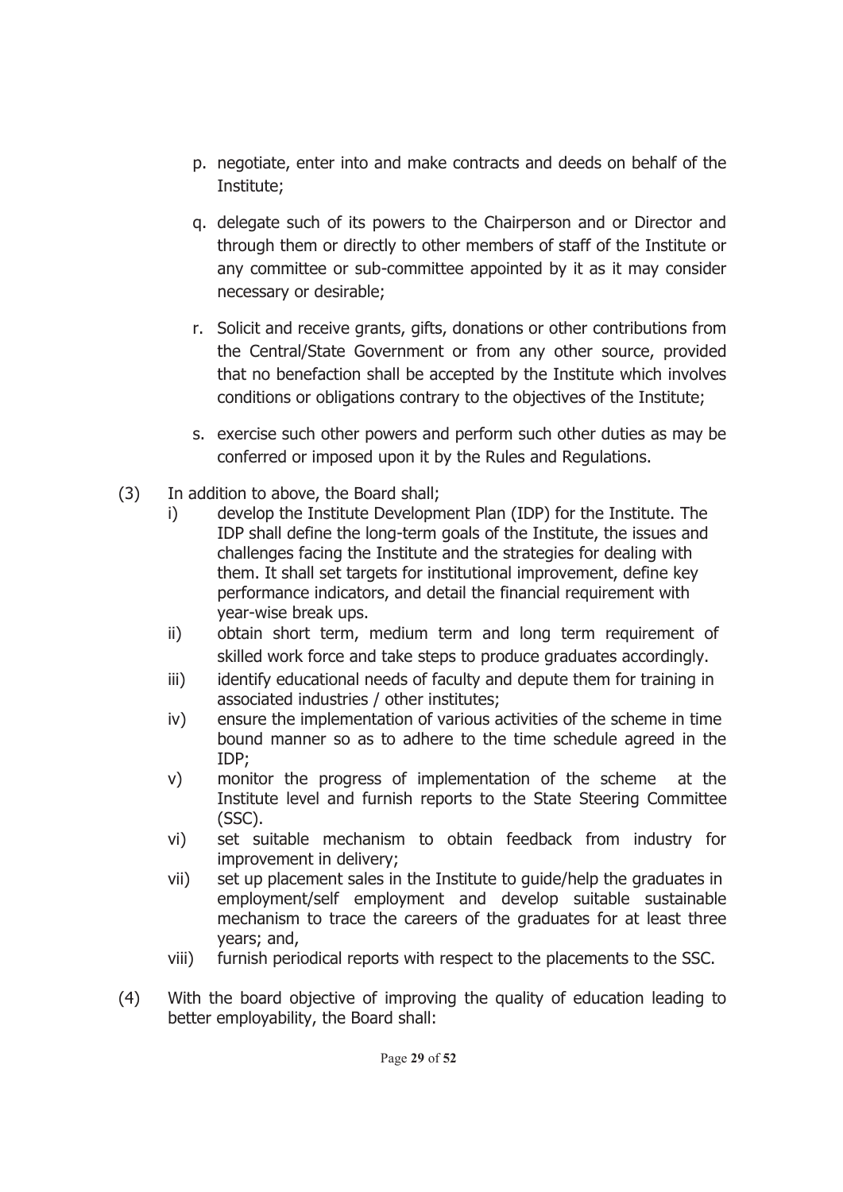p. negotiate, enter into and make contracts and deeds on behalf of the Institute;

q. delegate such of its powers to the Chairperson and or Director and through them or directly to other members of staff of the Institute or any committee or sub-committee appointed by it as it may consider necessary or desirable;

r. Solicit and receive grants, gifts, donations or other contributions from the Central/State Government or from any other source, provided that no benefaction shall be accepted by the Institute which involves conditions or obligations contrary to the objectives of the Institute;

s. exercise such other powers and perform such other duties as may be conferred or imposed upon it by the Rules and Regulations.

(3) In addition to above, the Board shall;

i) develop the Institute Development Plan (IDP) for the Institute. The IDP shall define the long-term goals of the Institute, the issues and challenges facing the Institute and the strategies for dealing with them. It shall set targets for institutional improvement, define key performance indicators, and detail the financial requirement with year-wise break ups.

ii) obtain short term, medium term and long term requirement of skilled work force and take steps to produce graduates accordingly.

iii) identify educational needs of faculty and depute them for training in associated industries / other institutes;

iv) ensure the implementation of various activities of the scheme in time bound manner so as to adhere to the time schedule agreed in the IDP;

v) monitor the progress of implementation of the scheme at the Institute level and furnish reports to the State Steering Committee (SSC).

vi) set suitable mechanism to obtain feedback from industry for improvement in delivery;

vii) set up placement sales in the Institute to guide/help the graduates in employment/self employment and develop suitable sustainable mechanism to trace the careers of the graduates for at least three years; and,

viii) furnish periodical reports with respect to the placements to the SSC.

(4) With the board objective of improving the quality of education leading to better employability, the Board shall: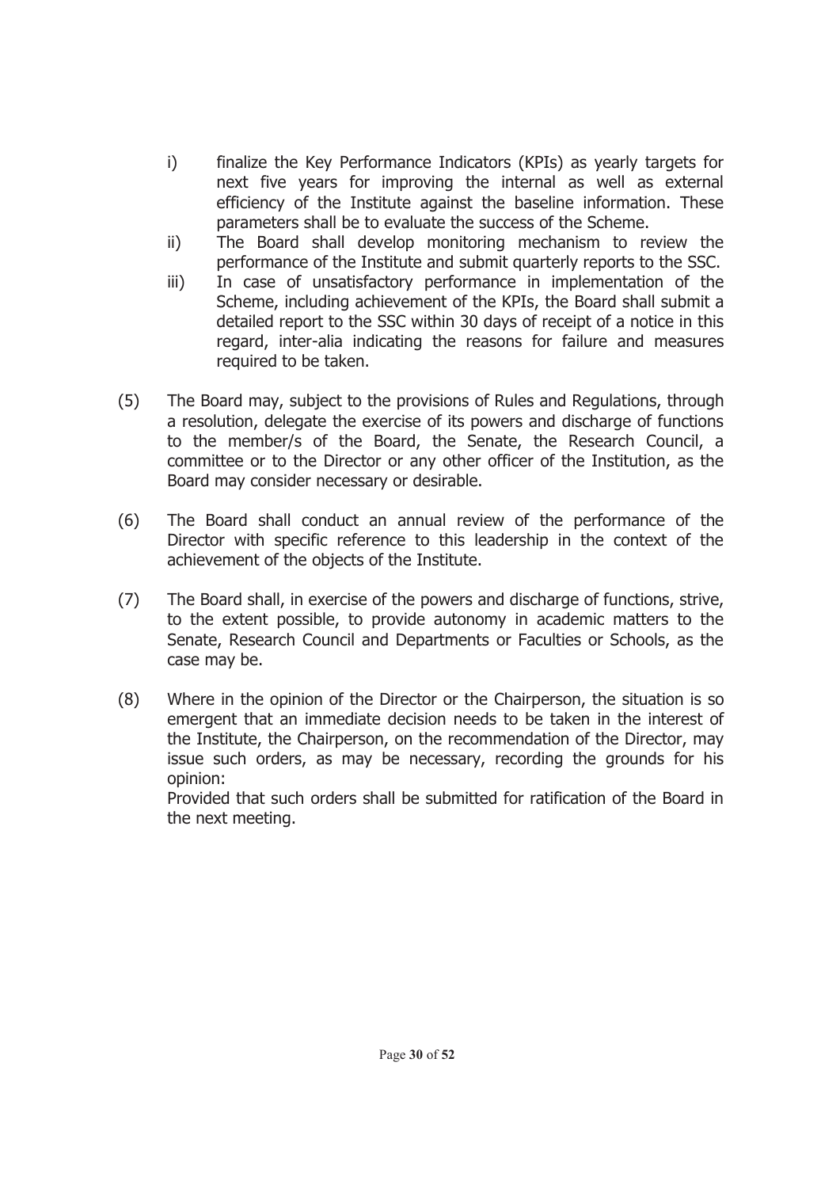i) finalize the Key Performance Indicators (KPIs) as yearly targets for next five years for improving the internal as well as external efficiency of the Institute against the baseline information. These parameters shall be to evaluate the success of the Scheme.

ii) The Board shall develop monitoring mechanism to review the performance of the Institute and submit quarterly reports to the SSC.

iii) In case of unsatisfactory performance in implementation of the Scheme, including achievement of the KPIs, the Board shall submit a detailed report to the SSC within 30 days of receipt of a notice in this regard, inter-alia indicating the reasons for failure and measures required to be taken.

(5) The Board may, subject to the provisions of Rules and Regulations, through a resolution, delegate the exercise of its powers and discharge of functions to the member/s of the Board, the Senate, the Research Council, a committee or to the Director or any other officer of the Institution, as the Board may consider necessary or desirable.

(6) The Board shall conduct an annual review of the performance of the Director with specific reference to this leadership in the context of the achievement of the objects of the Institute.

(7) The Board shall, in exercise of the powers and discharge of functions, strive, to the extent possible, to provide autonomy in academic matters to the Senate, Research Council and Departments or Faculties or Schools, as the case may be.

(8) Where in the opinion of the Director or the Chairperson, the situation is so emergent that an immediate decision needs to be taken in the interest of the Institute, the Chairperson, on the recommendation of the Director, may issue such orders, as may be necessary, recording the grounds for his opinion:

Provided that such orders shall be submitted for ratification of the Board in the next meeting.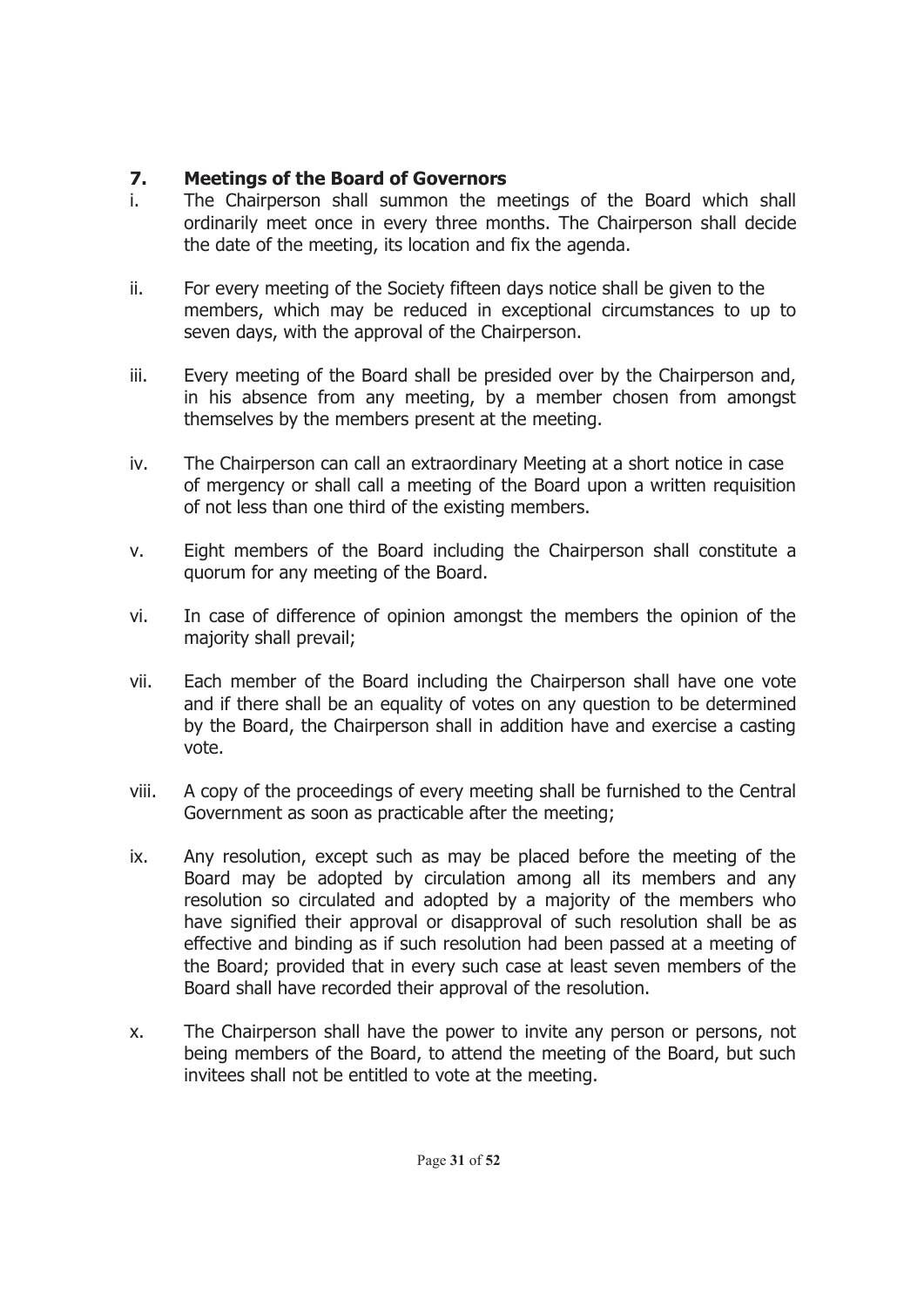## 7. Meetings of the Board of Governors

i. The Chairperson shall summon the meetings of the Board which shall ordinarily meet once in every three months. The Chairperson shall decide the date of the meeting, its location and fix the agenda.

ii. For every meeting of the Society fifteen days notice shall be given to the members, which may be reduced in exceptional circumstances to up to seven days, with the approval of the Chairperson.

iii. Every meeting of the Board shall be presided over by the Chairperson and, in his absence from any meeting, by a member chosen from amongst themselves by the members present at the meeting.

iv. The Chairperson can call an extraordinary Meeting at a short notice in case of mergency or shall call a meeting of the Board upon a written requisition of not less than one third of the existing members.

v. Eight members of the Board including the Chairperson shall constitute a quorum for any meeting of the Board.

vi. In case of difference of opinion amongst the members the opinion of the majority shall prevail;

vii. Each member of the Board including the Chairperson shall have one vote and if there shall be an equality of votes on any question to be determined by the Board, the Chairperson shall in addition have and exercise a casting vote.

viii. A copy of the proceedings of every meeting shall be furnished to the Central Government as soon as practicable after the meeting;

ix. Any resolution, except such as may be placed before the meeting of the Board may be adopted by circulation among all its members and any resolution so circulated and adopted by a majority of the members who have signified their approval or disapproval of such resolution shall be as effective and binding as if such resolution had been passed at a meeting of the Board; provided that in every such case at least seven members of the Board shall have recorded their approval of the resolution.

x. The Chairperson shall have the power to invite any person or persons, not being members of the Board, to attend the meeting of the Board, but such invitees shall not be entitled to vote at the meeting.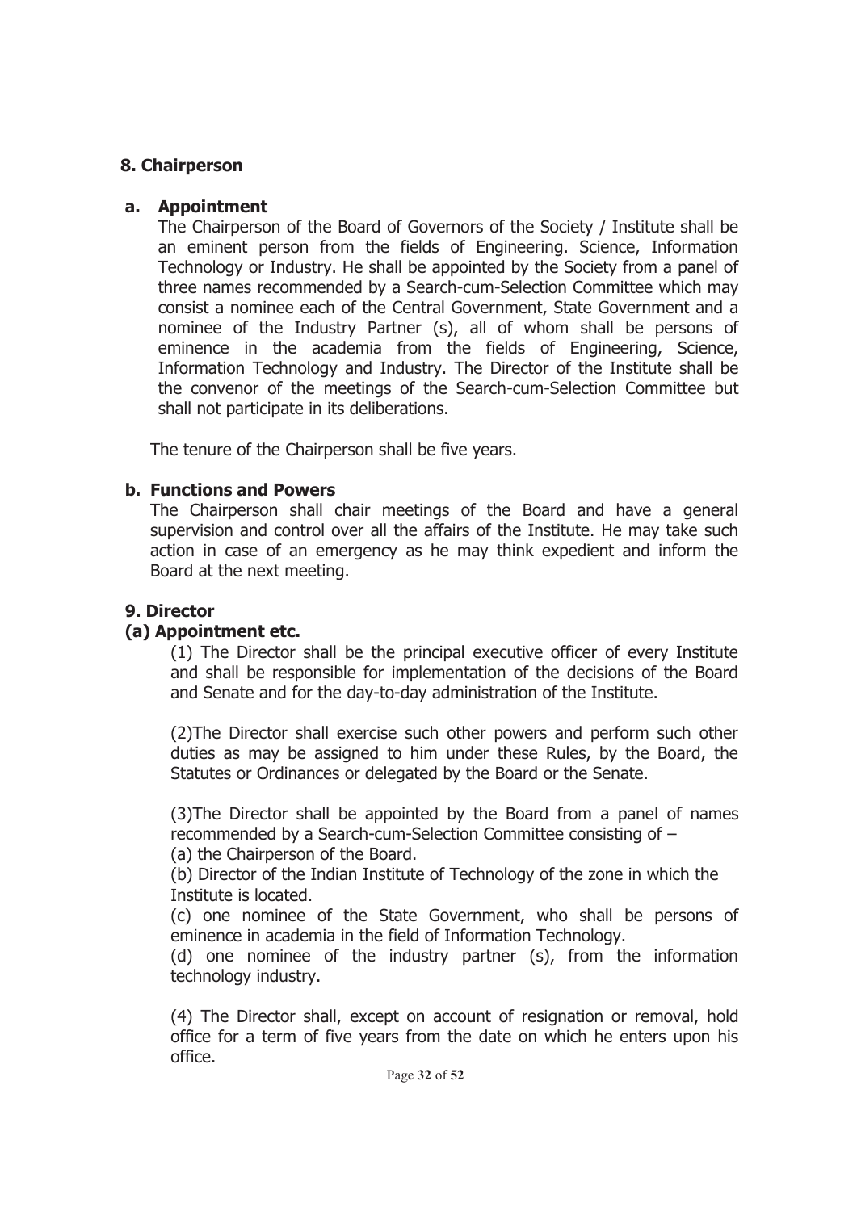## 8. Chairperson

### a. Appointment

The Chairperson of the Board of Governors of the Society / Institute shall be an eminent person from the fields of Engineering. Science, Information Technology or Industry. He shall be appointed by the Society from a panel of three names recommended by a Search-cum-Selection Committee which may consist a nominee each of the Central Government, State Government and a nominee of the Industry Partner (s), all of whom shall be persons of eminence in the academia from the fields of Engineering, Science, Information Technology and Industry. The Director of the Institute shall be the convenor of the meetings of the Search-cum-Selection Committee but shall not participate in its deliberations.

The tenure of the Chairperson shall be five years.

### b. Functions and Powers

The Chairperson shall chair meetings of the Board and have a general supervision and control over all the affairs of the Institute. He may take such action in case of an emergency as he may think expedient and inform the Board at the next meeting.

## 9. Director

### (a) Appointment etc.

(1) The Director shall be the principal executive officer of every Institute and shall be responsible for implementation of the decisions of the Board and Senate and for the day-to-day administration of the Institute.

(2)The Director shall exercise such other powers and perform such other duties as may be assigned to him under these Rules, by the Board, the Statutes or Ordinances or delegated by the Board or the Senate.

(3)The Director shall be appointed by the Board from a panel of names recommended by a Search-cum-Selection Committee consisting of –

(a) the Chairperson of the Board.

(b) Director of the Indian Institute of Technology of the zone in which the Institute is located.

(c) one nominee of the State Government, who shall be persons of eminence in academia in the field of Information Technology.

(d) one nominee of the industry partner (s), from the information technology industry.

(4) The Director shall, except on account of resignation or removal, hold office for a term of five years from the date on which he enters upon his office.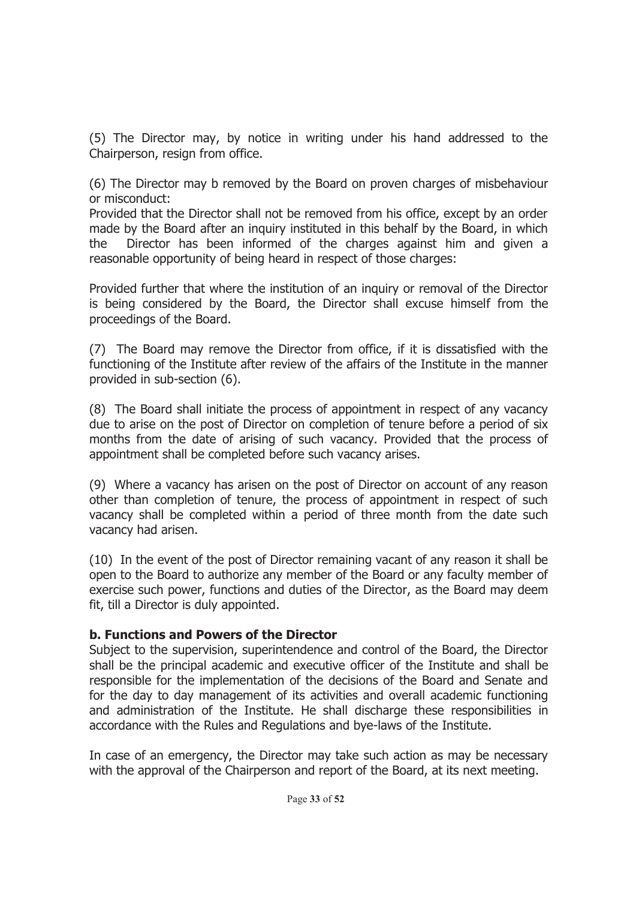(5) The Director may, by notice in writing under his hand addressed to the Chairperson, resign from office.

(6) The Director may b removed by the Board on proven charges of misbehaviour or misconduct:
Provided that the Director shall not be removed from his office, except by an order made by the Board after an inquiry instituted in this behalf by the Board, in which the Director has been informed of the charges against him and given a reasonable opportunity of being heard in respect of those charges:

Provided further that where the institution of an inquiry or removal of the Director is being considered by the Board, the Director shall excuse himself from the proceedings of the Board.

(7) The Board may remove the Director from office, if it is dissatisfied with the functioning of the Institute after review of the affairs of the Institute in the manner provided in sub-section (6).

(8) The Board shall initiate the process of appointment in respect of any vacancy due to arise on the post of Director on completion of tenure before a period of six months from the date of arising of such vacancy. Provided that the process of appointment shall be completed before such vacancy arises.

(9) Where a vacancy has arisen on the post of Director on account of any reason other than completion of tenure, the process of appointment in respect of such vacancy shall be completed within a period of three month from the date such vacancy had arisen.

(10) In the event of the post of Director remaining vacant of any reason it shall be open to the Board to authorize any member of the Board or any faculty member of exercise such power, functions and duties of the Director, as the Board may deem fit, till a Director is duly appointed.

**b. Functions and Powers of the Director**

Subject to the supervision, superintendence and control of the Board, the Director shall be the principal academic and executive officer of the Institute and shall be responsible for the implementation of the decisions of the Board and Senate and for the day to day management of its activities and overall academic functioning and administration of the Institute. He shall discharge these responsibilities in accordance with the Rules and Regulations and bye-laws of the Institute.

In case of an emergency, the Director may take such action as may be necessary with the approval of the Chairperson and report of the Board, at its next meeting.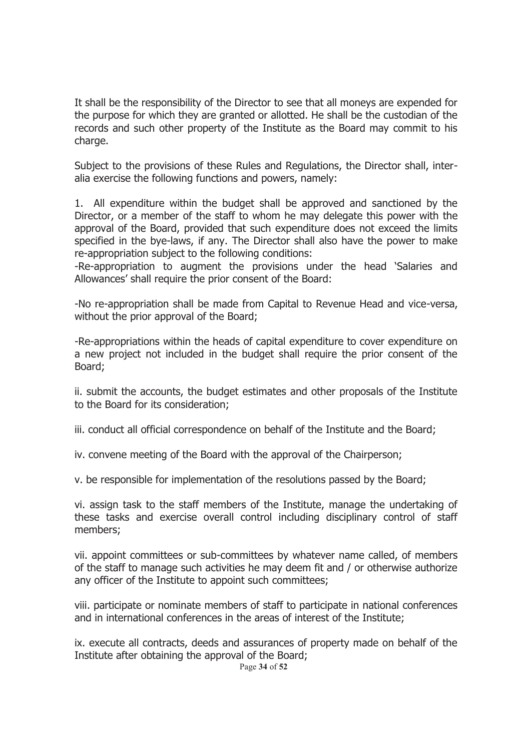It shall be the responsibility of the Director to see that all moneys are expended for the purpose for which they are granted or allotted. He shall be the custodian of the records and such other property of the Institute as the Board may commit to his charge.

Subject to the provisions of these Rules and Regulations, the Director shall, inter-alia exercise the following functions and powers, namely:

1. All expenditure within the budget shall be approved and sanctioned by the Director, or a member of the staff to whom he may delegate this power with the approval of the Board, provided that such expenditure does not exceed the limits specified in the bye-laws, if any. The Director shall also have the power to make re-appropriation subject to the following conditions:

-Re-appropriation to augment the provisions under the head 'Salaries and Allowances' shall require the prior consent of the Board:

-No re-appropriation shall be made from Capital to Revenue Head and vice-versa, without the prior approval of the Board;

-Re-appropriations within the heads of capital expenditure to cover expenditure on a new project not included in the budget shall require the prior consent of the Board;

ii. submit the accounts, the budget estimates and other proposals of the Institute to the Board for its consideration;

iii. conduct all official correspondence on behalf of the Institute and the Board;

iv. convene meeting of the Board with the approval of the Chairperson;

v. be responsible for implementation of the resolutions passed by the Board;

vi. assign task to the staff members of the Institute, manage the undertaking of these tasks and exercise overall control including disciplinary control of staff members;

vii. appoint committees or sub-committees by whatever name called, of members of the staff to manage such activities he may deem fit and / or otherwise authorize any officer of the Institute to appoint such committees;

viii. participate or nominate members of staff to participate in national conferences and in international conferences in the areas of interest of the Institute;

ix. execute all contracts, deeds and assurances of property made on behalf of the Institute after obtaining the approval of the Board;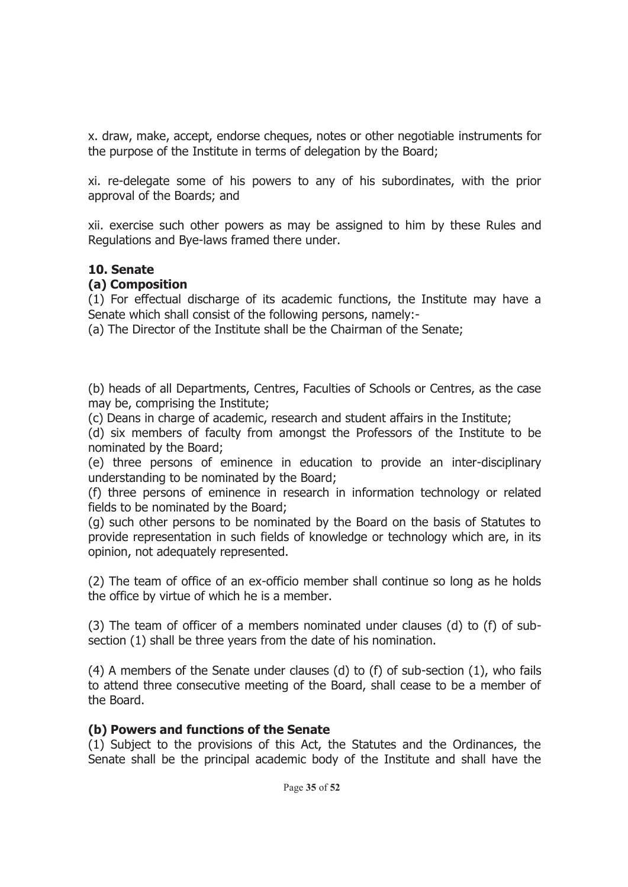x. draw, make, accept, endorse cheques, notes or other negotiable instruments for the purpose of the Institute in terms of delegation by the Board;

xi. re-delegate some of his powers to any of his subordinates, with the prior approval of the Boards; and

xii. exercise such other powers as may be assigned to him by these Rules and Regulations and Bye-laws framed there under.

**10. Senate**

**(a) Composition**

(1) For effectual discharge of its academic functions, the Institute may have a Senate which shall consist of the following persons, namely:-

(a) The Director of the Institute shall be the Chairman of the Senate;

(b) heads of all Departments, Centres, Faculties of Schools or Centres, as the case may be, comprising the Institute;

(c) Deans in charge of academic, research and student affairs in the Institute;

(d) six members of faculty from amongst the Professors of the Institute to be nominated by the Board;

(e) three persons of eminence in education to provide an inter-disciplinary understanding to be nominated by the Board;

(f) three persons of eminence in research in information technology or related fields to be nominated by the Board;

(g) such other persons to be nominated by the Board on the basis of Statutes to provide representation in such fields of knowledge or technology which are, in its opinion, not adequately represented.

(2) The team of office of an ex-officio member shall continue so long as he holds the office by virtue of which he is a member.

(3) The team of officer of a members nominated under clauses (d) to (f) of sub-section (1) shall be three years from the date of his nomination.

(4) A members of the Senate under clauses (d) to (f) of sub-section (1), who fails to attend three consecutive meeting of the Board, shall cease to be a member of the Board.

**(b) Powers and functions of the Senate**

(1) Subject to the provisions of this Act, the Statutes and the Ordinances, the Senate shall be the principal academic body of the Institute and shall have the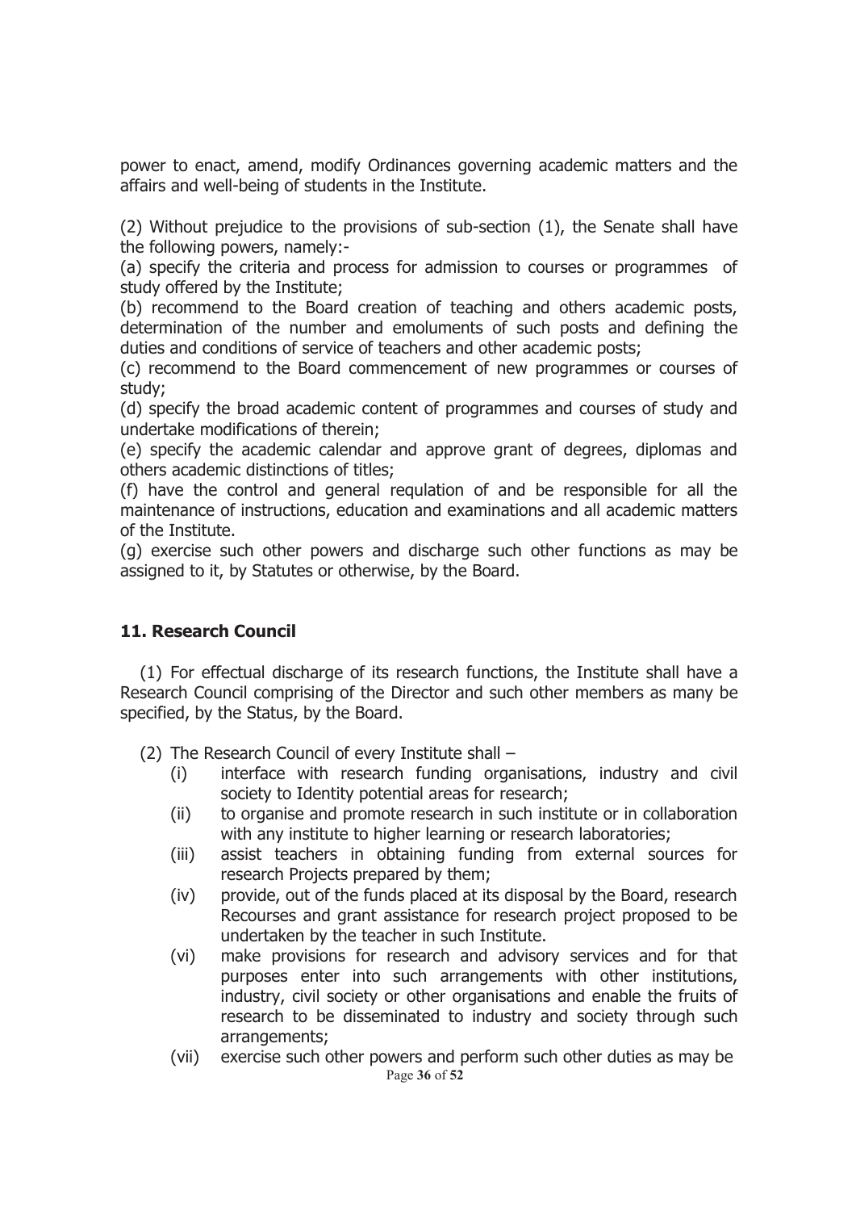power to enact, amend, modify Ordinances governing academic matters and the affairs and well-being of students in the Institute.

(2) Without prejudice to the provisions of sub-section (1), the Senate shall have the following powers, namely:-

(a) specify the criteria and process for admission to courses or programmes of study offered by the Institute;

(b) recommend to the Board creation of teaching and others academic posts, determination of the number and emoluments of such posts and defining the duties and conditions of service of teachers and other academic posts;

(c) recommend to the Board commencement of new programmes or courses of study;

(d) specify the broad academic content of programmes and courses of study and undertake modifications of therein;

(e) specify the academic calendar and approve grant of degrees, diplomas and others academic distinctions of titles;

(f) have the control and general requlation of and be responsible for all the maintenance of instructions, education and examinations and all academic matters of the Institute.

(g) exercise such other powers and discharge such other functions as may be assigned to it, by Statutes or otherwise, by the Board.

### 11. Research Council

(1) For effectual discharge of its research functions, the Institute shall have a Research Council comprising of the Director and such other members as many be specified, by the Status, by the Board.

(2) The Research Council of every Institute shall –

- (i) interface with research funding organisations, industry and civil society to Identity potential areas for research;
- (ii) to organise and promote research in such institute or in collaboration with any institute to higher learning or research laboratories;
- (iii) assist teachers in obtaining funding from external sources for research Projects prepared by them;
- (iv) provide, out of the funds placed at its disposal by the Board, research Recourses and grant assistance for research project proposed to be undertaken by the teacher in such Institute.
- (vi) make provisions for research and advisory services and for that purposes enter into such arrangements with other institutions, industry, civil society or other organisations and enable the fruits of research to be disseminated to industry and society through such arrangements;
- (vii) exercise such other powers and perform such other duties as may be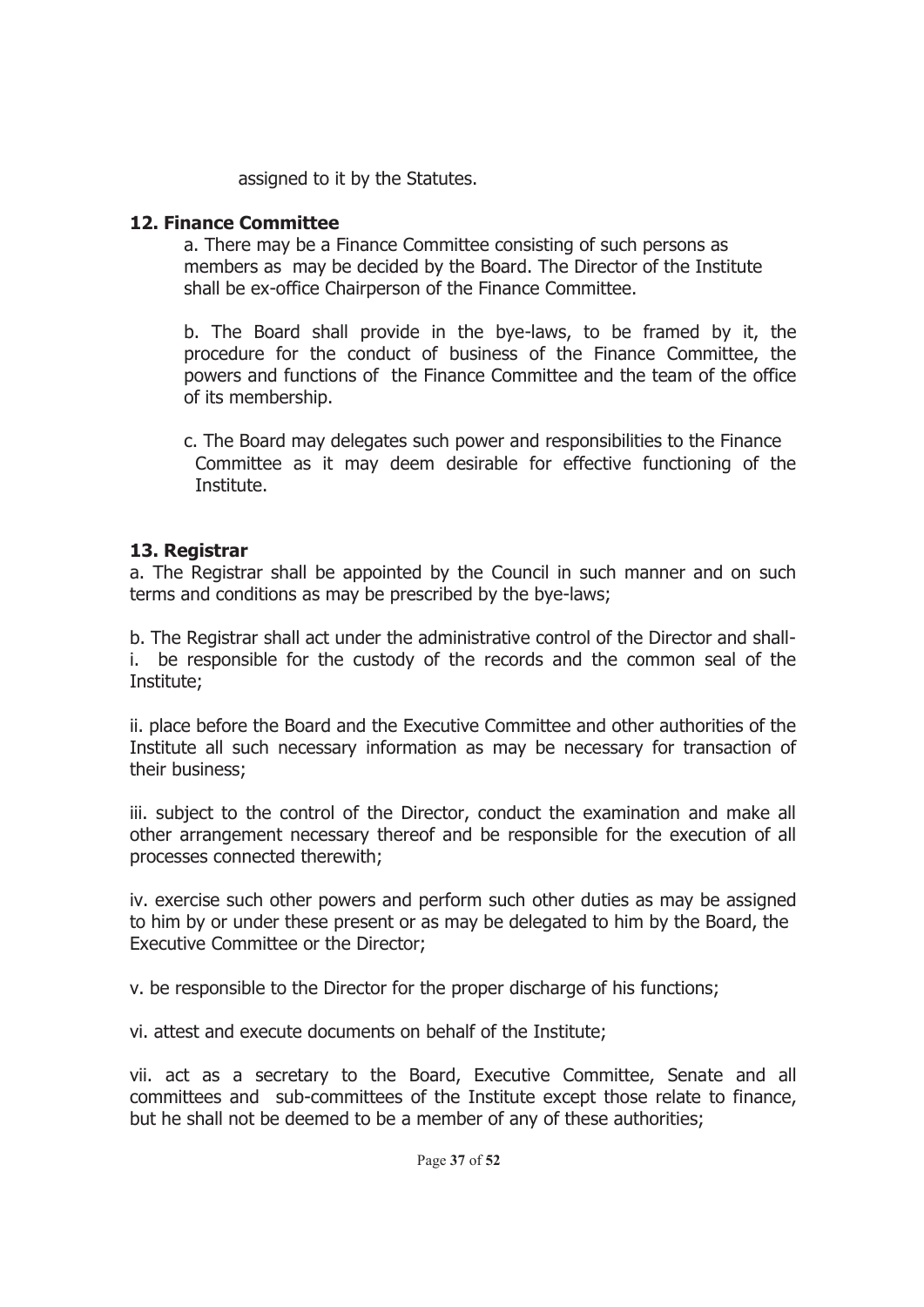assigned to it by the Statutes.

### 12. Finance Committee

a. There may be a Finance Committee consisting of such persons as members as may be decided by the Board. The Director of the Institute shall be ex-office Chairperson of the Finance Committee.

b. The Board shall provide in the bye-laws, to be framed by it, the procedure for the conduct of business of the Finance Committee, the powers and functions of the Finance Committee and the team of the office of its membership.

c. The Board may delegates such power and responsibilities to the Finance Committee as it may deem desirable for effective functioning of the Institute.

### 13. Registrar

a. The Registrar shall be appointed by the Council in such manner and on such terms and conditions as may be prescribed by the bye-laws;

b. The Registrar shall act under the administrative control of the Director and shall-

i. be responsible for the custody of the records and the common seal of the Institute;

ii. place before the Board and the Executive Committee and other authorities of the Institute all such necessary information as may be necessary for transaction of their business;

iii. subject to the control of the Director, conduct the examination and make all other arrangement necessary thereof and be responsible for the execution of all processes connected therewith;

iv. exercise such other powers and perform such other duties as may be assigned to him by or under these present or as may be delegated to him by the Board, the Executive Committee or the Director;

v. be responsible to the Director for the proper discharge of his functions;

vi. attest and execute documents on behalf of the Institute;

vii. act as a secretary to the Board, Executive Committee, Senate and all committees and sub-committees of the Institute except those relate to finance, but he shall not be deemed to be a member of any of these authorities;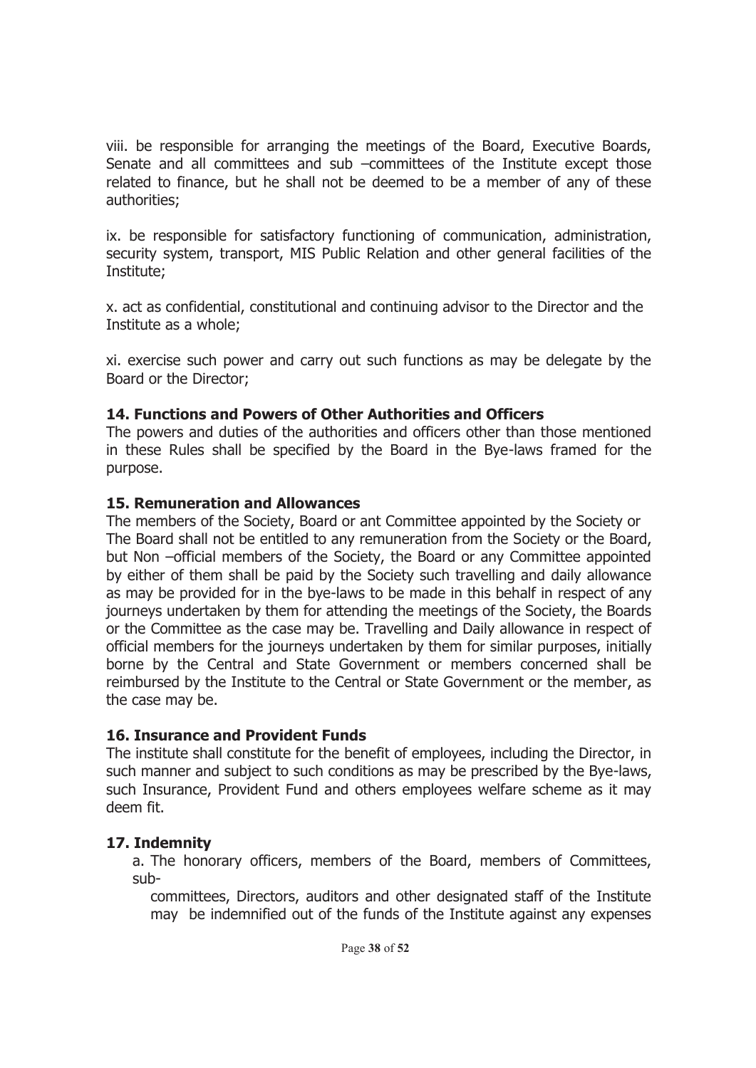viii. be responsible for arranging the meetings of the Board, Executive Boards, Senate and all committees and sub –committees of the Institute except those related to finance, but he shall not be deemed to be a member of any of these authorities;

ix. be responsible for satisfactory functioning of communication, administration, security system, transport, MIS Public Relation and other general facilities of the Institute;

x. act as confidential, constitutional and continuing advisor to the Director and the Institute as a whole;

xi. exercise such power and carry out such functions as may be delegate by the Board or the Director;

**14. Functions and Powers of Other Authorities and Officers**

The powers and duties of the authorities and officers other than those mentioned in these Rules shall be specified by the Board in the Bye-laws framed for the purpose.

**15. Remuneration and Allowances**

The members of the Society, Board or ant Committee appointed by the Society or The Board shall not be entitled to any remuneration from the Society or the Board, but Non –official members of the Society, the Board or any Committee appointed by either of them shall be paid by the Society such travelling and daily allowance as may be provided for in the bye-laws to be made in this behalf in respect of any journeys undertaken by them for attending the meetings of the Society, the Boards or the Committee as the case may be. Travelling and Daily allowance in respect of official members for the journeys undertaken by them for similar purposes, initially borne by the Central and State Government or members concerned shall be reimbursed by the Institute to the Central or State Government or the member, as the case may be.

**16. Insurance and Provident Funds**

The institute shall constitute for the benefit of employees, including the Director, in such manner and subject to such conditions as may be prescribed by the Bye-laws, such Insurance, Provident Fund and others employees welfare scheme as it may deem fit.

**17. Indemnity**

a. The honorary officers, members of the Board, members of Committees, sub-committees, Directors, auditors and other designated staff of the Institute may be indemnified out of the funds of the Institute against any expenses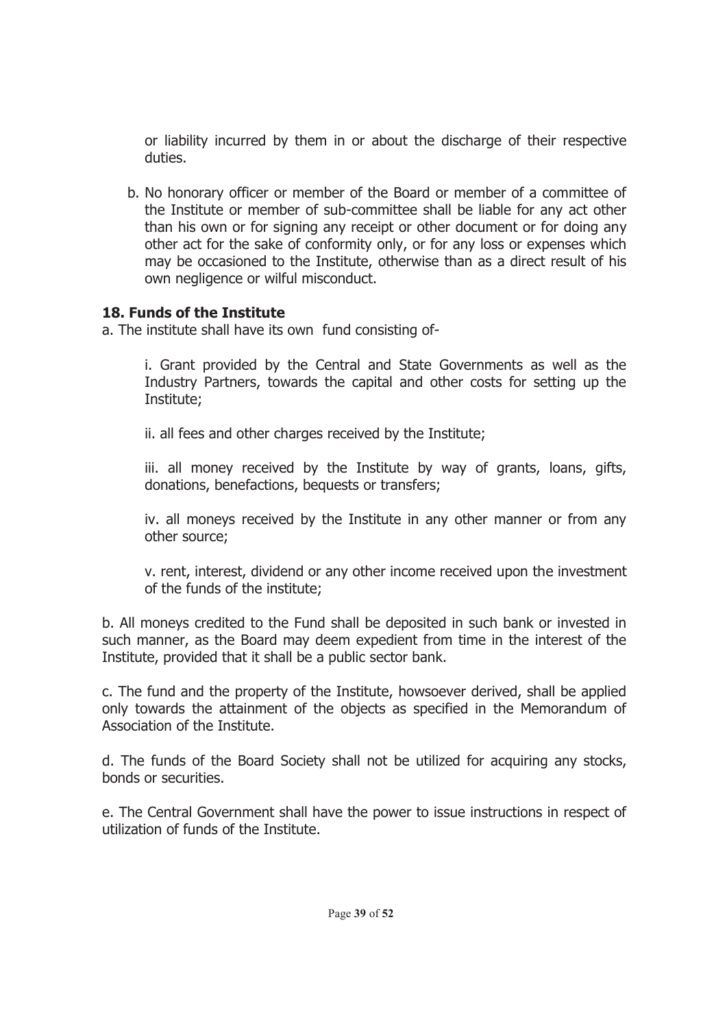or liability incurred by them in or about the discharge of their respective duties.

b. No honorary officer or member of the Board or member of a committee of the Institute or member of sub-committee shall be liable for any act other than his own or for signing any receipt or other document or for doing any other act for the sake of conformity only, or for any loss or expenses which may be occasioned to the Institute, otherwise than as a direct result of his own negligence or wilful misconduct.

**18. Funds of the Institute**

a. The institute shall have its own fund consisting of-

i. Grant provided by the Central and State Governments as well as the Industry Partners, towards the capital and other costs for setting up the Institute;

ii. all fees and other charges received by the Institute;

iii. all money received by the Institute by way of grants, loans, gifts, donations, benefactions, bequests or transfers;

iv. all moneys received by the Institute in any other manner or from any other source;

v. rent, interest, dividend or any other income received upon the investment of the funds of the institute;

b. All moneys credited to the Fund shall be deposited in such bank or invested in such manner, as the Board may deem expedient from time in the interest of the Institute, provided that it shall be a public sector bank.

c. The fund and the property of the Institute, howsoever derived, shall be applied only towards the attainment of the objects as specified in the Memorandum of Association of the Institute.

d. The funds of the Board Society shall not be utilized for acquiring any stocks, bonds or securities.

e. The Central Government shall have the power to issue instructions in respect of utilization of funds of the Institute.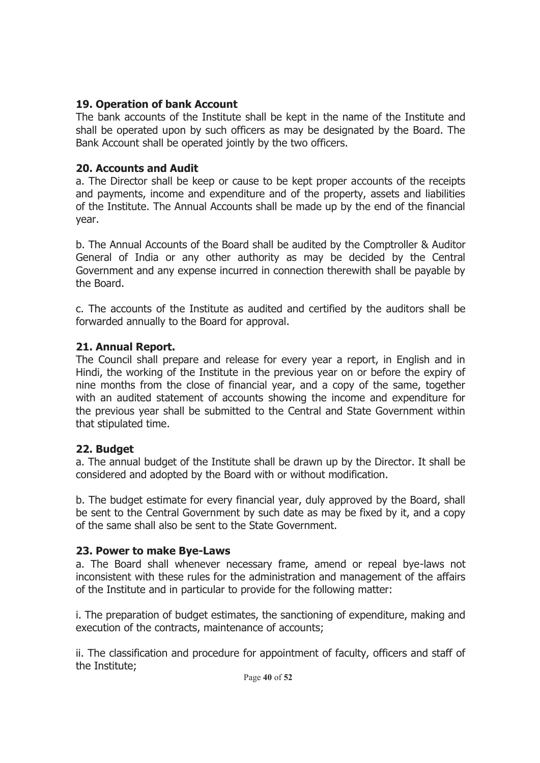### 19. Operation of bank Account

The bank accounts of the Institute shall be kept in the name of the Institute and shall be operated upon by such officers as may be designated by the Board. The Bank Account shall be operated jointly by the two officers.

### 20. Accounts and Audit

a. The Director shall be keep or cause to be kept proper accounts of the receipts and payments, income and expenditure and of the property, assets and liabilities of the Institute. The Annual Accounts shall be made up by the end of the financial year.

b. The Annual Accounts of the Board shall be audited by the Comptroller & Auditor General of India or any other authority as may be decided by the Central Government and any expense incurred in connection therewith shall be payable by the Board.

c. The accounts of the Institute as audited and certified by the auditors shall be forwarded annually to the Board for approval.

### 21. Annual Report.

The Council shall prepare and release for every year a report, in English and in Hindi, the working of the Institute in the previous year on or before the expiry of nine months from the close of financial year, and a copy of the same, together with an audited statement of accounts showing the income and expenditure for the previous year shall be submitted to the Central and State Government within that stipulated time.

### 22. Budget

a. The annual budget of the Institute shall be drawn up by the Director. It shall be considered and adopted by the Board with or without modification.

b. The budget estimate for every financial year, duly approved by the Board, shall be sent to the Central Government by such date as may be fixed by it, and a copy of the same shall also be sent to the State Government.

### 23. Power to make Bye-Laws

a. The Board shall whenever necessary frame, amend or repeal bye-laws not inconsistent with these rules for the administration and management of the affairs of the Institute and in particular to provide for the following matter:

i. The preparation of budget estimates, the sanctioning of expenditure, making and execution of the contracts, maintenance of accounts;

ii. The classification and procedure for appointment of faculty, officers and staff of the Institute;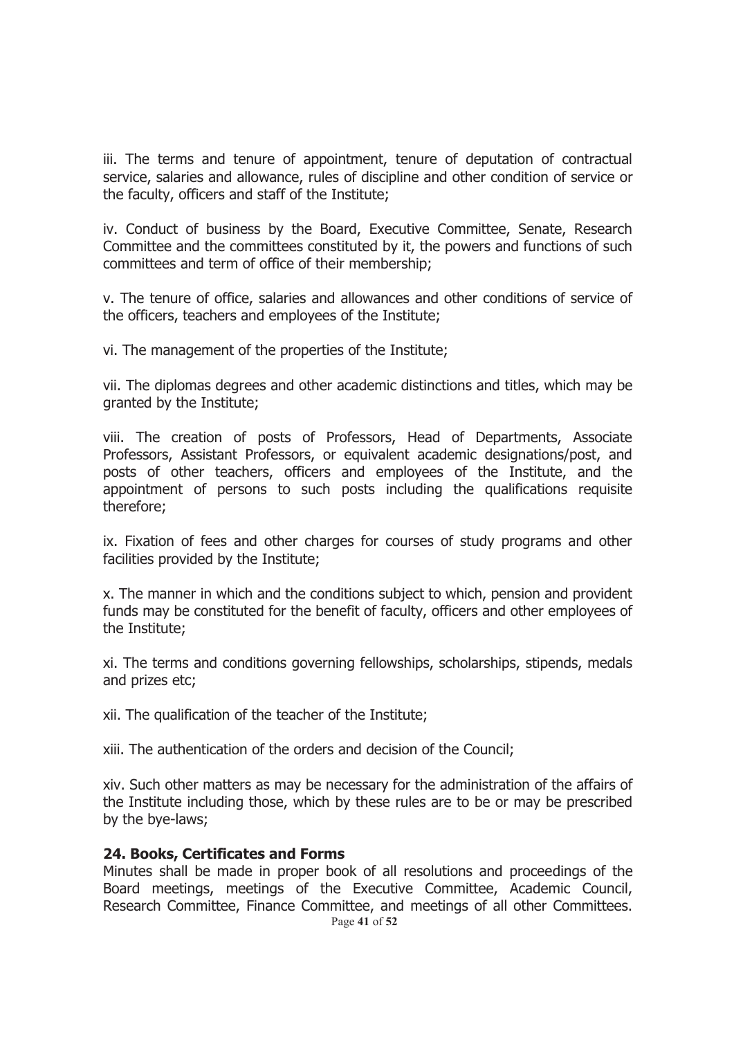iii. The terms and tenure of appointment, tenure of deputation of contractual service, salaries and allowance, rules of discipline and other condition of service or the faculty, officers and staff of the Institute;

iv. Conduct of business by the Board, Executive Committee, Senate, Research Committee and the committees constituted by it, the powers and functions of such committees and term of office of their membership;

v. The tenure of office, salaries and allowances and other conditions of service of the officers, teachers and employees of the Institute;

vi. The management of the properties of the Institute;

vii. The diplomas degrees and other academic distinctions and titles, which may be granted by the Institute;

viii. The creation of posts of Professors, Head of Departments, Associate Professors, Assistant Professors, or equivalent academic designations/post, and posts of other teachers, officers and employees of the Institute, and the appointment of persons to such posts including the qualifications requisite therefore;

ix. Fixation of fees and other charges for courses of study programs and other facilities provided by the Institute;

x. The manner in which and the conditions subject to which, pension and provident funds may be constituted for the benefit of faculty, officers and other employees of the Institute;

xi. The terms and conditions governing fellowships, scholarships, stipends, medals and prizes etc;

xii. The qualification of the teacher of the Institute;

xiii. The authentication of the orders and decision of the Council;

xiv. Such other matters as may be necessary for the administration of the affairs of the Institute including those, which by these rules are to be or may be prescribed by the bye-laws;

**24. Books, Certificates and Forms**

Minutes shall be made in proper book of all resolutions and proceedings of the Board meetings, meetings of the Executive Committee, Academic Council, Research Committee, Finance Committee, and meetings of all other Committees.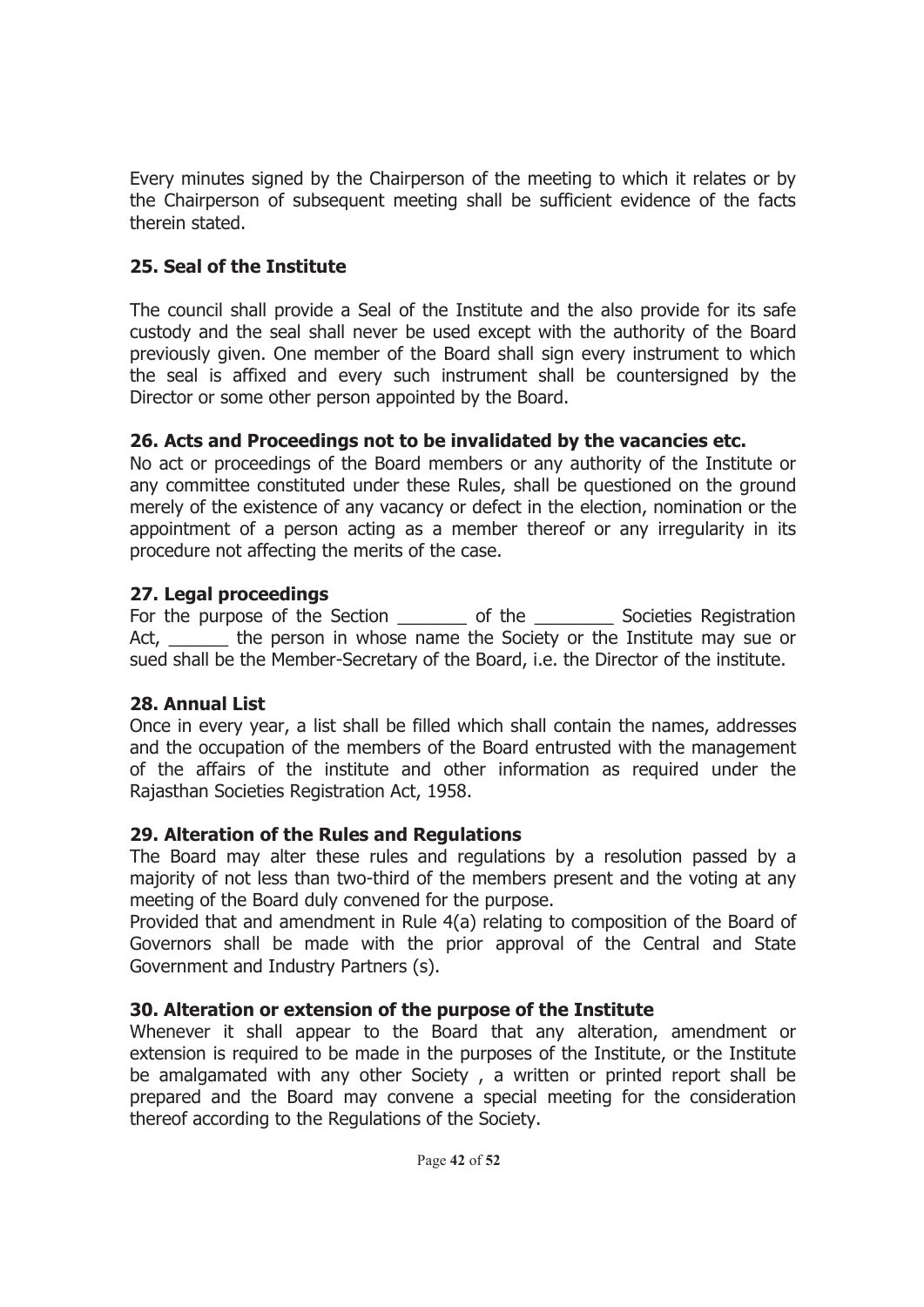Every minutes signed by the Chairperson of the meeting to which it relates or by the Chairperson of subsequent meeting shall be sufficient evidence of the facts therein stated.

### 25. Seal of the Institute

The council shall provide a Seal of the Institute and the also provide for its safe custody and the seal shall never be used except with the authority of the Board previously given. One member of the Board shall sign every instrument to which the seal is affixed and every such instrument shall be countersigned by the Director or some other person appointed by the Board.

### 26. Acts and Proceedings not to be invalidated by the vacancies etc.

No act or proceedings of the Board members or any authority of the Institute or any committee constituted under these Rules, shall be questioned on the ground merely of the existence of any vacancy or defect in the election, nomination or the appointment of a person acting as a member thereof or any irregularity in its procedure not affecting the merits of the case.

### 27. Legal proceedings

For the purpose of the Section _______ of the ________ Societies Registration Act, ______ the person in whose name the Society or the Institute may sue or sued shall be the Member-Secretary of the Board, i.e. the Director of the institute.

### 28. Annual List

Once in every year, a list shall be filled which shall contain the names, addresses and the occupation of the members of the Board entrusted with the management of the affairs of the institute and other information as required under the Rajasthan Societies Registration Act, 1958.

### 29. Alteration of the Rules and Regulations

The Board may alter these rules and regulations by a resolution passed by a majority of not less than two-third of the members present and the voting at any meeting of the Board duly convened for the purpose.

Provided that and amendment in Rule 4(a) relating to composition of the Board of Governors shall be made with the prior approval of the Central and State Government and Industry Partners (s).

### 30. Alteration or extension of the purpose of the Institute

Whenever it shall appear to the Board that any alteration, amendment or extension is required to be made in the purposes of the Institute, or the Institute be amalgamated with any other Society , a written or printed report shall be prepared and the Board may convene a special meeting for the consideration thereof according to the Regulations of the Society.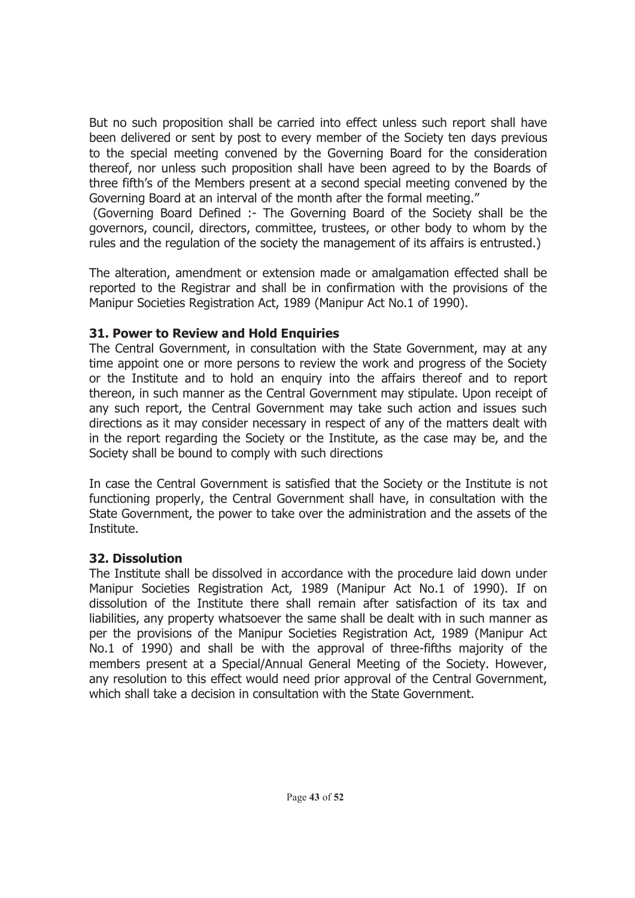But no such proposition shall be carried into effect unless such report shall have been delivered or sent by post to every member of the Society ten days previous to the special meeting convened by the Governing Board for the consideration thereof, nor unless such proposition shall have been agreed to by the Boards of three fifth's of the Members present at a second special meeting convened by the Governing Board at an interval of the month after the formal meeting."

(Governing Board Defined :- The Governing Board of the Society shall be the governors, council, directors, committee, trustees, or other body to whom by the rules and the regulation of the society the management of its affairs is entrusted.)

The alteration, amendment or extension made or amalgamation effected shall be reported to the Registrar and shall be in confirmation with the provisions of the Manipur Societies Registration Act, 1989 (Manipur Act No.1 of 1990).

### 31. Power to Review and Hold Enquiries

The Central Government, in consultation with the State Government, may at any time appoint one or more persons to review the work and progress of the Society or the Institute and to hold an enquiry into the affairs thereof and to report thereon, in such manner as the Central Government may stipulate. Upon receipt of any such report, the Central Government may take such action and issues such directions as it may consider necessary in respect of any of the matters dealt with in the report regarding the Society or the Institute, as the case may be, and the Society shall be bound to comply with such directions

In case the Central Government is satisfied that the Society or the Institute is not functioning properly, the Central Government shall have, in consultation with the State Government, the power to take over the administration and the assets of the Institute.

### 32. Dissolution

The Institute shall be dissolved in accordance with the procedure laid down under Manipur Societies Registration Act, 1989 (Manipur Act No.1 of 1990). If on dissolution of the Institute there shall remain after satisfaction of its tax and liabilities, any property whatsoever the same shall be dealt with in such manner as per the provisions of the Manipur Societies Registration Act, 1989 (Manipur Act No.1 of 1990) and shall be with the approval of three-fifths majority of the members present at a Special/Annual General Meeting of the Society. However, any resolution to this effect would need prior approval of the Central Government, which shall take a decision in consultation with the State Government.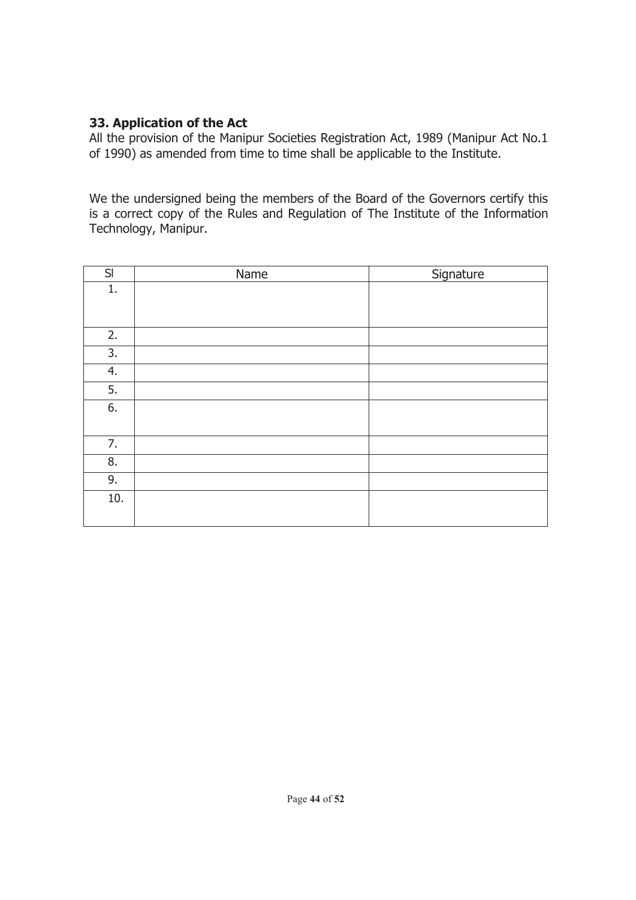### 33. Application of the Act

All the provision of the Manipur Societies Registration Act, 1989 (Manipur Act No.1 of 1990) as amended from time to time shall be applicable to the Institute.

We the undersigned being the members of the Board of the Governors certify this is a correct copy of the Rules and Regulation of The Institute of the Information Technology, Manipur.

| Sl | Name | Signature |
|---|---|---|
| 1. | | |
| 2. | | |
| 3. | | |
| 4. | | |
| 5. | | |
| 6. | | |
| 7. | | |
| 8. | | |
| 9. | | |
| 10. | | |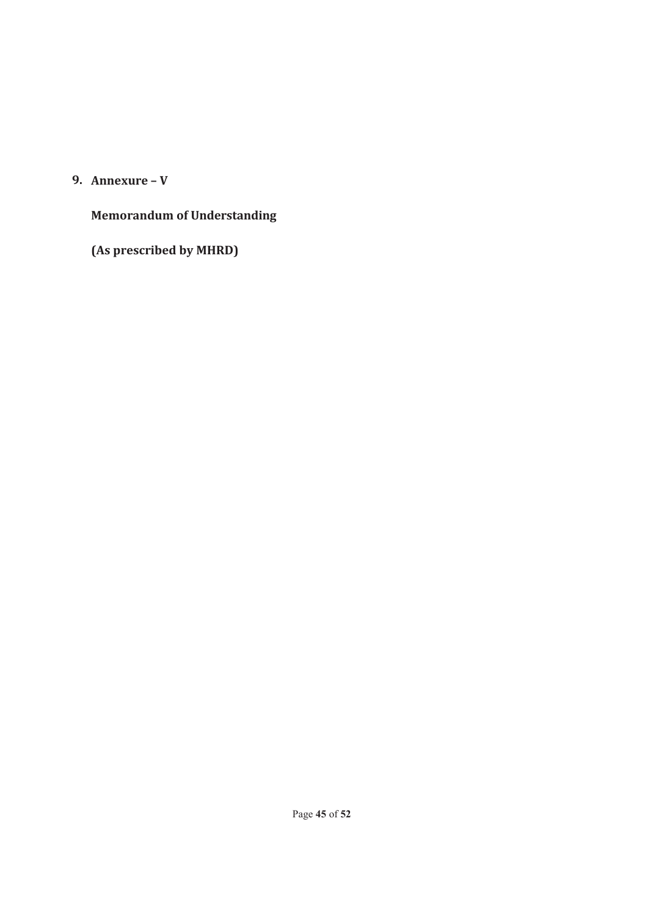## 9. Annexure – V

**Memorandum of Understanding**

**(As prescribed by MHRD)**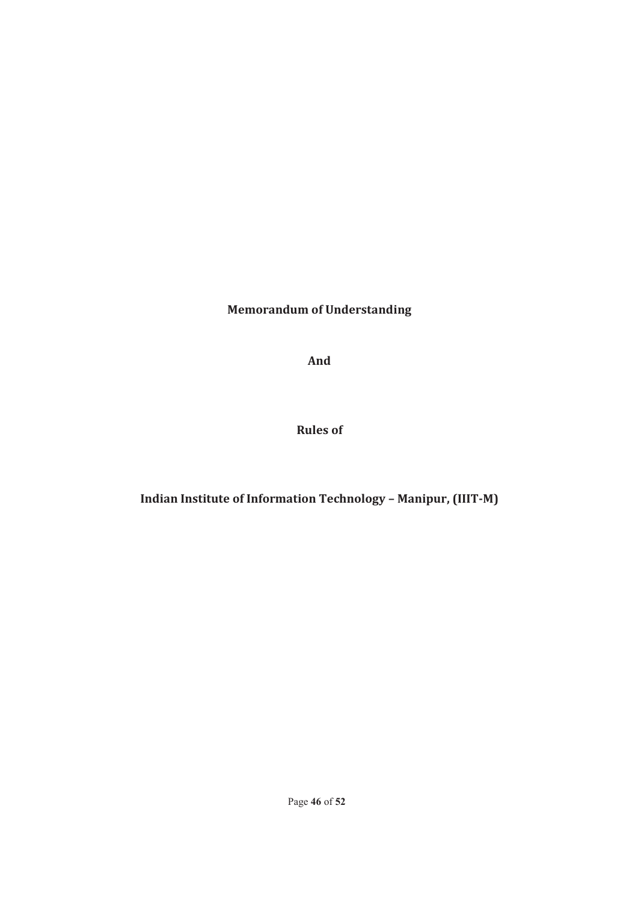**Memorandum of Understanding**

**And**

**Rules of**

**Indian Institute of Information Technology – Manipur, (IIIT-M)**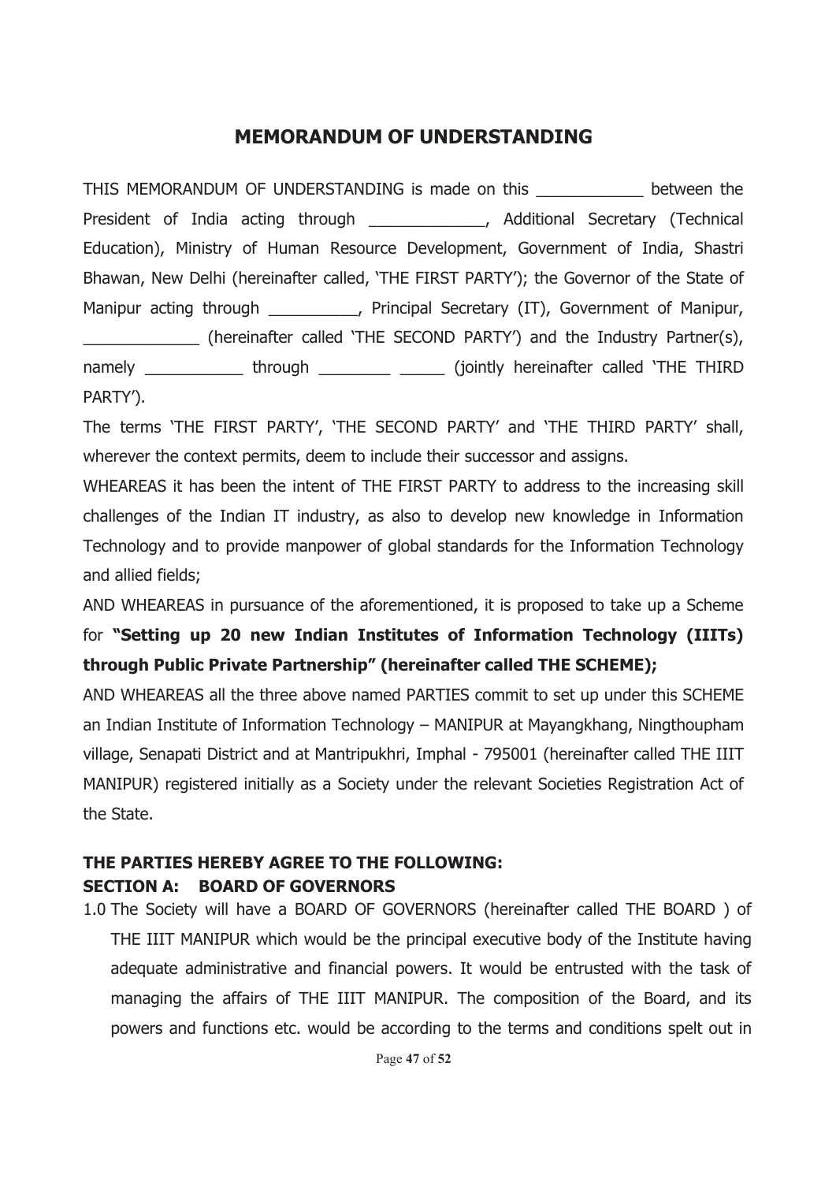# MEMORANDUM OF UNDERSTANDING

THIS MEMORANDUM OF UNDERSTANDING is made on this ____________ between the President of India acting through _____________, Additional Secretary (Technical Education), Ministry of Human Resource Development, Government of India, Shastri Bhawan, New Delhi (hereinafter called, 'THE FIRST PARTY'); the Governor of the State of Manipur acting through __________, Principal Secretary (IT), Government of Manipur, _____________ (hereinafter called 'THE SECOND PARTY') and the Industry Partner(s), namely ___________ through ________ _____ (jointly hereinafter called 'THE THIRD PARTY').

The terms 'THE FIRST PARTY', 'THE SECOND PARTY' and 'THE THIRD PARTY' shall, wherever the context permits, deem to include their successor and assigns.

WHEAREAS it has been the intent of THE FIRST PARTY to address to the increasing skill challenges of the Indian IT industry, as also to develop new knowledge in Information Technology and to provide manpower of global standards for the Information Technology and allied fields;

AND WHEAREAS in pursuance of the aforementioned, it is proposed to take up a Scheme for **"Setting up 20 new Indian Institutes of Information Technology (IIITs) through Public Private Partnership" (hereinafter called THE SCHEME);**

AND WHEAREAS all the three above named PARTIES commit to set up under this SCHEME an Indian Institute of Information Technology – MANIPUR at Mayangkhang, Ningthoupham village, Senapati District and at Mantripukhri, Imphal - 795001 (hereinafter called THE IIIT MANIPUR) registered initially as a Society under the relevant Societies Registration Act of the State.

## THE PARTIES HEREBY AGREE TO THE FOLLOWING:

## SECTION A: BOARD OF GOVERNORS

1.0 The Society will have a BOARD OF GOVERNORS (hereinafter called THE BOARD ) of THE IIIT MANIPUR which would be the principal executive body of the Institute having adequate administrative and financial powers. It would be entrusted with the task of managing the affairs of THE IIIT MANIPUR. The composition of the Board, and its powers and functions etc. would be according to the terms and conditions spelt out in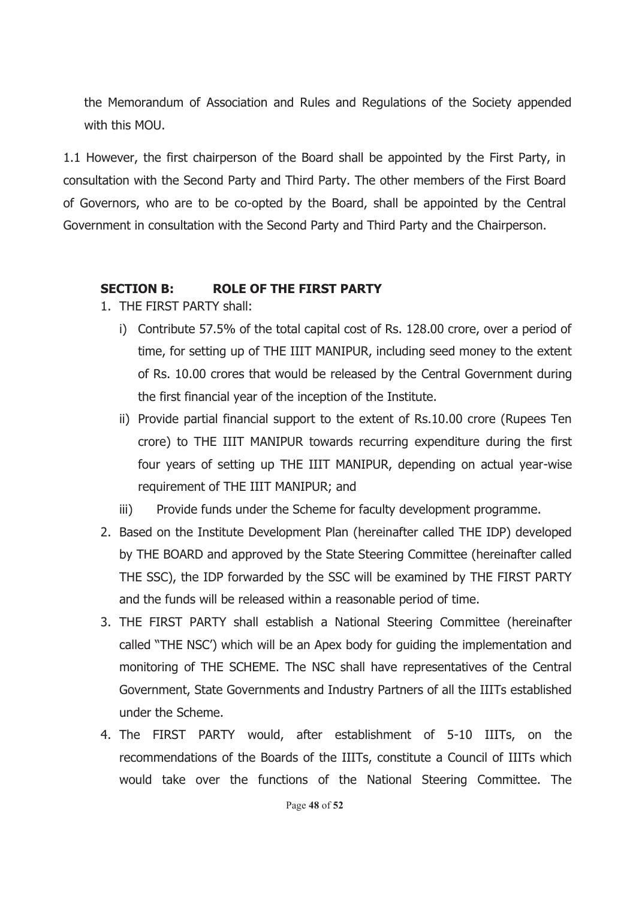the Memorandum of Association and Rules and Regulations of the Society appended with this MOU.

1.1 However, the first chairperson of the Board shall be appointed by the First Party, in consultation with the Second Party and Third Party. The other members of the First Board of Governors, who are to be co-opted by the Board, shall be appointed by the Central Government in consultation with the Second Party and Third Party and the Chairperson.

### SECTION B: ROLE OF THE FIRST PARTY

1. THE FIRST PARTY shall:
   i) Contribute 57.5% of the total capital cost of Rs. 128.00 crore, over a period of time, for setting up of THE IIIT MANIPUR, including seed money to the extent of Rs. 10.00 crores that would be released by the Central Government during the first financial year of the inception of the Institute.
   ii) Provide partial financial support to the extent of Rs.10.00 crore (Rupees Ten crore) to THE IIIT MANIPUR towards recurring expenditure during the first four years of setting up THE IIIT MANIPUR, depending on actual year-wise requirement of THE IIIT MANIPUR; and
   iii) Provide funds under the Scheme for faculty development programme.
2. Based on the Institute Development Plan (hereinafter called THE IDP) developed by THE BOARD and approved by the State Steering Committee (hereinafter called THE SSC), the IDP forwarded by the SSC will be examined by THE FIRST PARTY and the funds will be released within a reasonable period of time.
3. THE FIRST PARTY shall establish a National Steering Committee (hereinafter called "THE NSC') which will be an Apex body for guiding the implementation and monitoring of THE SCHEME. The NSC shall have representatives of the Central Government, State Governments and Industry Partners of all the IIITs established under the Scheme.
4. The FIRST PARTY would, after establishment of 5-10 IIITs, on the recommendations of the Boards of the IIITs, constitute a Council of IIITs which would take over the functions of the National Steering Committee. The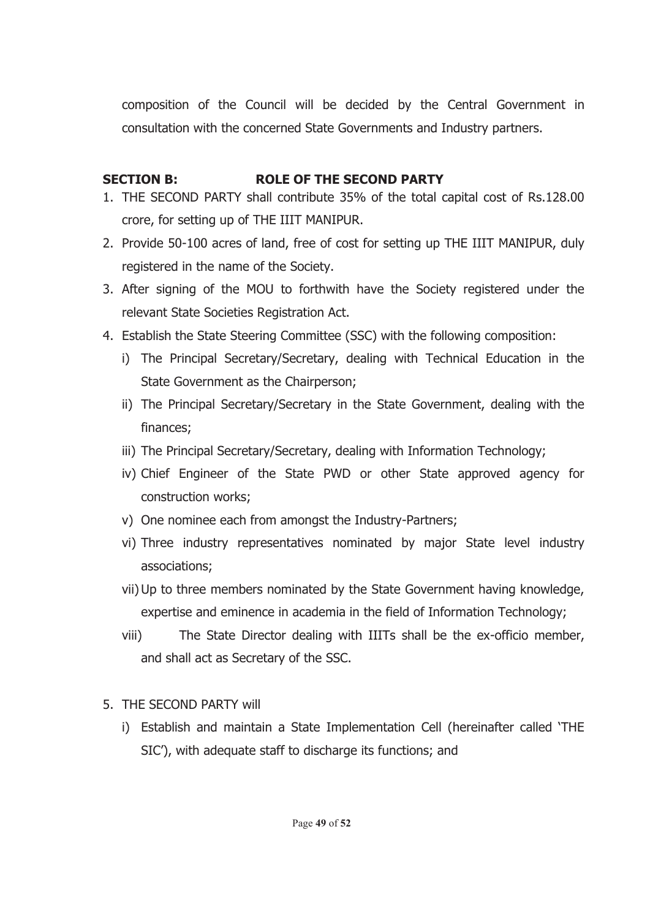composition of the Council will be decided by the Central Government in consultation with the concerned State Governments and Industry partners.

**SECTION B: ROLE OF THE SECOND PARTY**

1. THE SECOND PARTY shall contribute 35% of the total capital cost of Rs.128.00 crore, for setting up of THE IIIT MANIPUR.
2. Provide 50-100 acres of land, free of cost for setting up THE IIIT MANIPUR, duly registered in the name of the Society.
3. After signing of the MOU to forthwith have the Society registered under the relevant State Societies Registration Act.
4. Establish the State Steering Committee (SSC) with the following composition:
   - i) The Principal Secretary/Secretary, dealing with Technical Education in the State Government as the Chairperson;
   - ii) The Principal Secretary/Secretary in the State Government, dealing with the finances;
   - iii) The Principal Secretary/Secretary, dealing with Information Technology;
   - iv) Chief Engineer of the State PWD or other State approved agency for construction works;
   - v) One nominee each from amongst the Industry-Partners;
   - vi) Three industry representatives nominated by major State level industry associations;
   - vii) Up to three members nominated by the State Government having knowledge, expertise and eminence in academia in the field of Information Technology;
   - viii) The State Director dealing with IIITs shall be the ex-officio member, and shall act as Secretary of the SSC.
5. THE SECOND PARTY will
   - i) Establish and maintain a State Implementation Cell (hereinafter called 'THE SIC'), with adequate staff to discharge its functions; and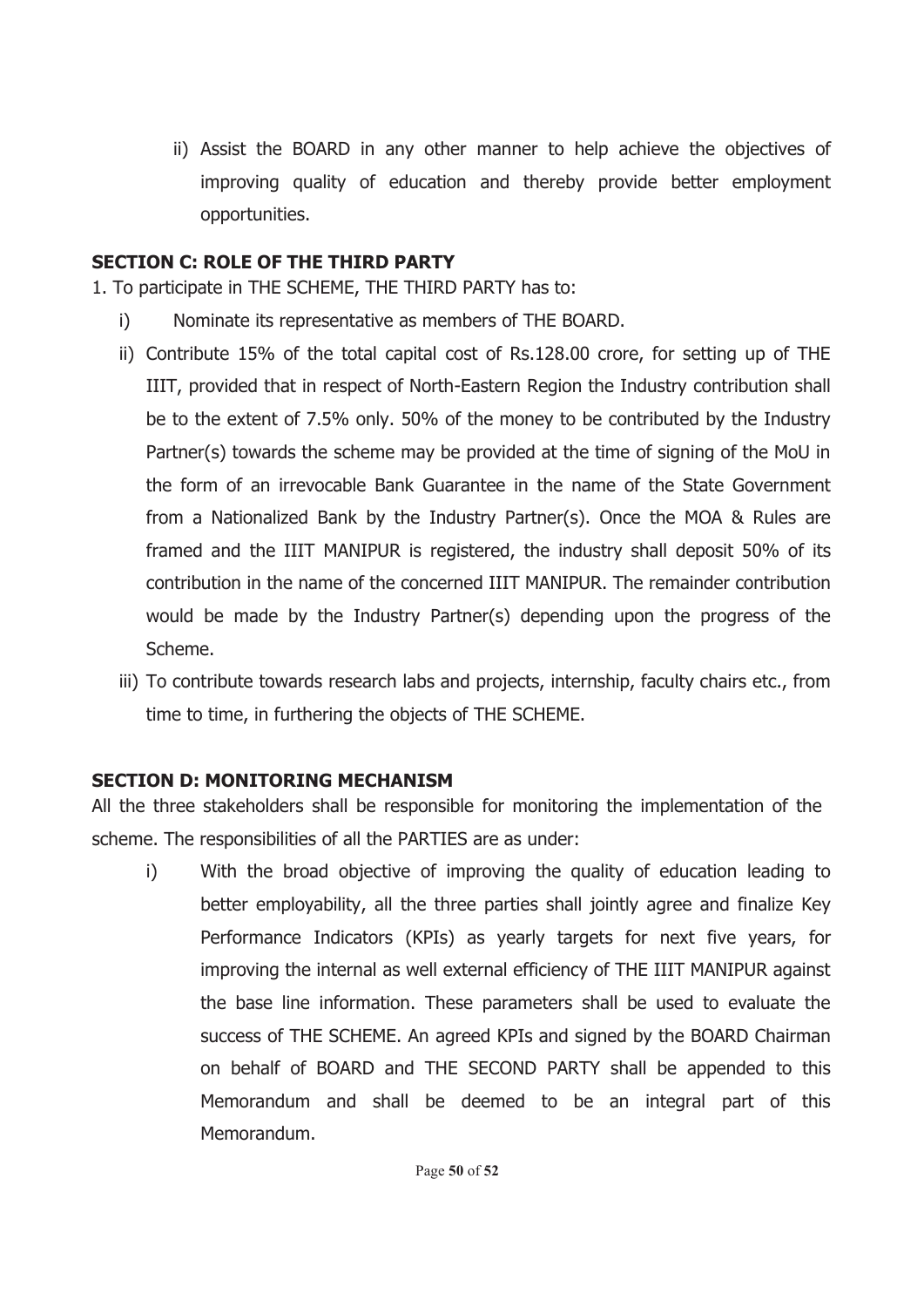ii) Assist the BOARD in any other manner to help achieve the objectives of improving quality of education and thereby provide better employment opportunities.

**SECTION C: ROLE OF THE THIRD PARTY**

1. To participate in THE SCHEME, THE THIRD PARTY has to:

    i) Nominate its representative as members of THE BOARD.

    ii) Contribute 15% of the total capital cost of Rs.128.00 crore, for setting up of THE IIIT, provided that in respect of North-Eastern Region the Industry contribution shall be to the extent of 7.5% only. 50% of the money to be contributed by the Industry Partner(s) towards the scheme may be provided at the time of signing of the MoU in the form of an irrevocable Bank Guarantee in the name of the State Government from a Nationalized Bank by the Industry Partner(s). Once the MOA & Rules are framed and the IIIT MANIPUR is registered, the industry shall deposit 50% of its contribution in the name of the concerned IIIT MANIPUR. The remainder contribution would be made by the Industry Partner(s) depending upon the progress of the Scheme.

    iii) To contribute towards research labs and projects, internship, faculty chairs etc., from time to time, in furthering the objects of THE SCHEME.

**SECTION D: MONITORING MECHANISM**

All the three stakeholders shall be responsible for monitoring the implementation of the scheme. The responsibilities of all the PARTIES are as under:

i) With the broad objective of improving the quality of education leading to better employability, all the three parties shall jointly agree and finalize Key Performance Indicators (KPIs) as yearly targets for next five years, for improving the internal as well external efficiency of THE IIIT MANIPUR against the base line information. These parameters shall be used to evaluate the success of THE SCHEME. An agreed KPIs and signed by the BOARD Chairman on behalf of BOARD and THE SECOND PARTY shall be appended to this Memorandum and shall be deemed to be an integral part of this Memorandum.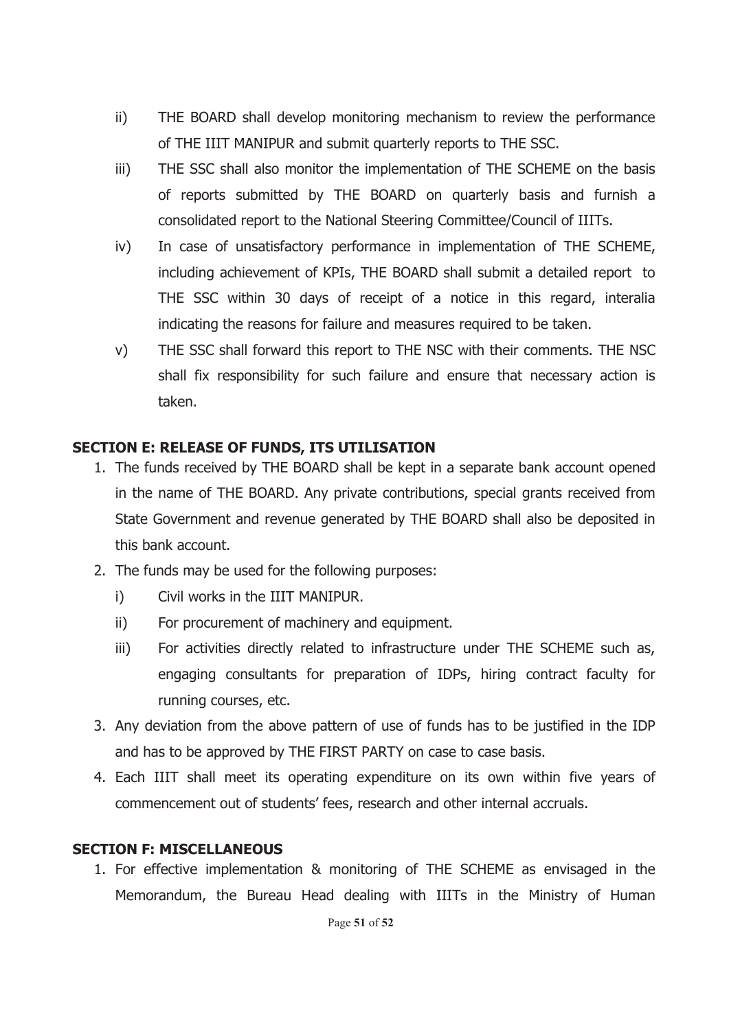ii) THE BOARD shall develop monitoring mechanism to review the performance of THE IIIT MANIPUR and submit quarterly reports to THE SSC.

iii) THE SSC shall also monitor the implementation of THE SCHEME on the basis of reports submitted by THE BOARD on quarterly basis and furnish a consolidated report to the National Steering Committee/Council of IIITs.

iv) In case of unsatisfactory performance in implementation of THE SCHEME, including achievement of KPIs, THE BOARD shall submit a detailed report to THE SSC within 30 days of receipt of a notice in this regard, interalia indicating the reasons for failure and measures required to be taken.

v) THE SSC shall forward this report to THE NSC with their comments. THE NSC shall fix responsibility for such failure and ensure that necessary action is taken.

## SECTION E: RELEASE OF FUNDS, ITS UTILISATION

1. The funds received by THE BOARD shall be kept in a separate bank account opened in the name of THE BOARD. Any private contributions, special grants received from State Government and revenue generated by THE BOARD shall also be deposited in this bank account.
2. The funds may be used for the following purposes:
   i) Civil works in the IIIT MANIPUR.
   ii) For procurement of machinery and equipment.
   iii) For activities directly related to infrastructure under THE SCHEME such as, engaging consultants for preparation of IDPs, hiring contract faculty for running courses, etc.
3. Any deviation from the above pattern of use of funds has to be justified in the IDP and has to be approved by THE FIRST PARTY on case to case basis.
4. Each IIIT shall meet its operating expenditure on its own within five years of commencement out of students' fees, research and other internal accruals.

## SECTION F: MISCELLANEOUS

1. For effective implementation & monitoring of THE SCHEME as envisaged in the Memorandum, the Bureau Head dealing with IIITs in the Ministry of Human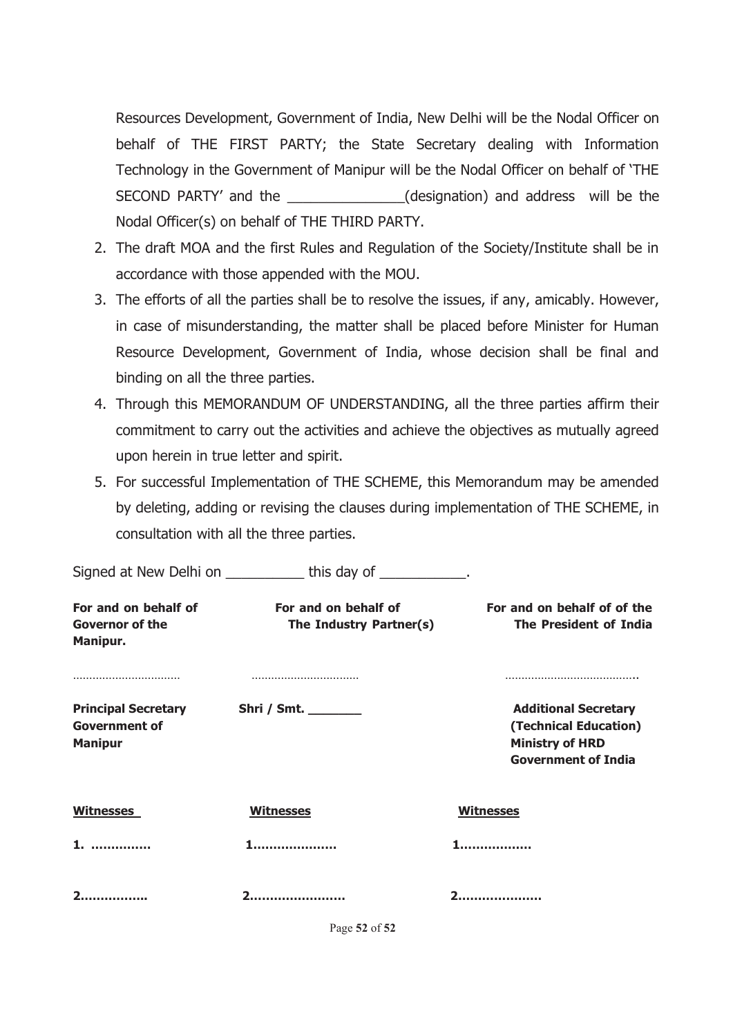Resources Development, Government of India, New Delhi will be the Nodal Officer on behalf of THE FIRST PARTY; the State Secretary dealing with Information Technology in the Government of Manipur will be the Nodal Officer on behalf of 'THE SECOND PARTY' and the _______________(designation) and address will be the Nodal Officer(s) on behalf of THE THIRD PARTY.

2. The draft MOA and the first Rules and Regulation of the Society/Institute shall be in accordance with those appended with the MOU.
3. The efforts of all the parties shall be to resolve the issues, if any, amicably. However, in case of misunderstanding, the matter shall be placed before Minister for Human Resource Development, Government of India, whose decision shall be final and binding on all the three parties.
4. Through this MEMORANDUM OF UNDERSTANDING, all the three parties affirm their commitment to carry out the activities and achieve the objectives as mutually agreed upon herein in true letter and spirit.
5. For successful Implementation of THE SCHEME, this Memorandum may be amended by deleting, adding or revising the clauses during implementation of THE SCHEME, in consultation with all the three parties.

Signed at New Delhi on __________ this day of ___________.

| | | |
|---|---|---|
| **For and on behalf of Governor of the Manipur.** | **For and on behalf of The Industry Partner(s)** | **For and on behalf of of the The President of India** |
| …………………………… | …………………………… | ………………………………….. |
| **Principal Secretary Government of Manipur** | **Shri / Smt. _______** | **Additional Secretary (Technical Education) Ministry of HRD Government of India** |
| **Witnesses** | **Witnesses** | **Witnesses** |
| **1. ……………** | **1…………………** | **1………………** |
| **2……………..** | **2……………………** | **2…………………** |